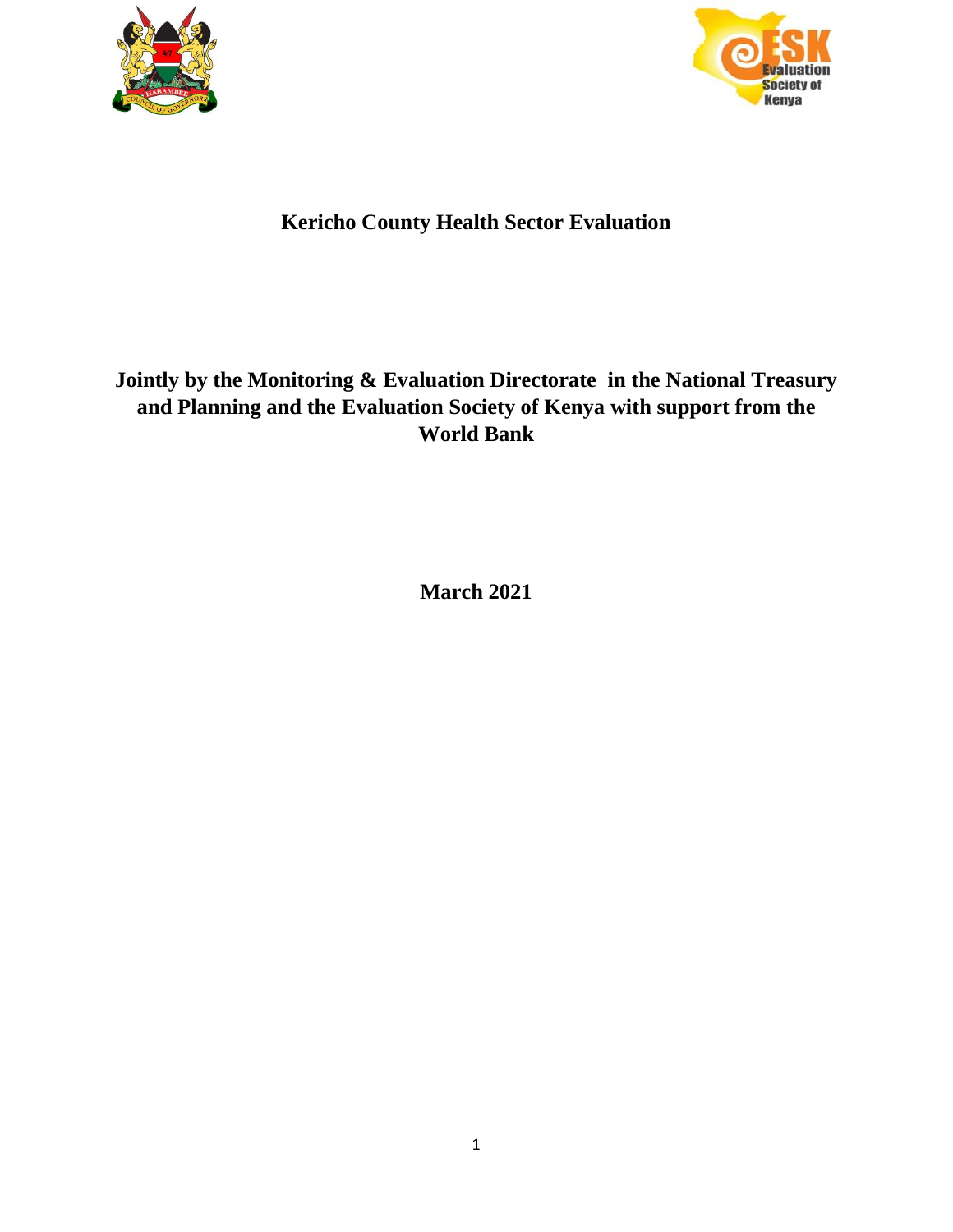# Kericho County Health Sector Evaluation

**Jointly by the Monitoring & Evaluation Directorate in the National Treasury and Planning and the Evaluation Society of Kenya with support from the World Bank**

**March 2021**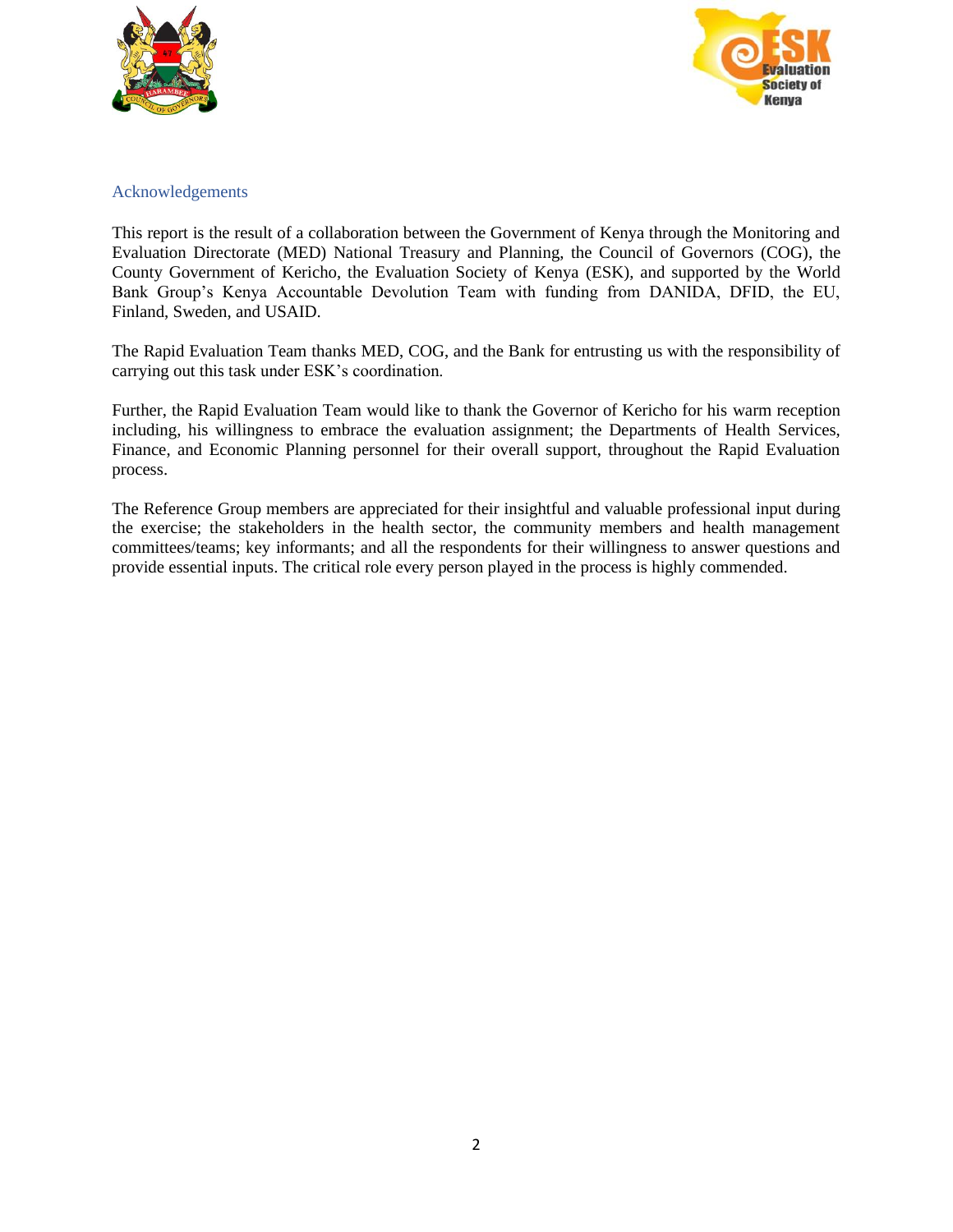## Acknowledgements

This report is the result of a collaboration between the Government of Kenya through the Monitoring and Evaluation Directorate (MED) National Treasury and Planning, the Council of Governors (COG), the County Government of Kericho, the Evaluation Society of Kenya (ESK), and supported by the World Bank Group's Kenya Accountable Devolution Team with funding from DANIDA, DFID, the EU, Finland, Sweden, and USAID.

The Rapid Evaluation Team thanks MED, COG, and the Bank for entrusting us with the responsibility of carrying out this task under ESK's coordination.

Further, the Rapid Evaluation Team would like to thank the Governor of Kericho for his warm reception including, his willingness to embrace the evaluation assignment; the Departments of Health Services, Finance, and Economic Planning personnel for their overall support, throughout the Rapid Evaluation process.

The Reference Group members are appreciated for their insightful and valuable professional input during the exercise; the stakeholders in the health sector, the community members and health management committees/teams; key informants; and all the respondents for their willingness to answer questions and provide essential inputs. The critical role every person played in the process is highly commended.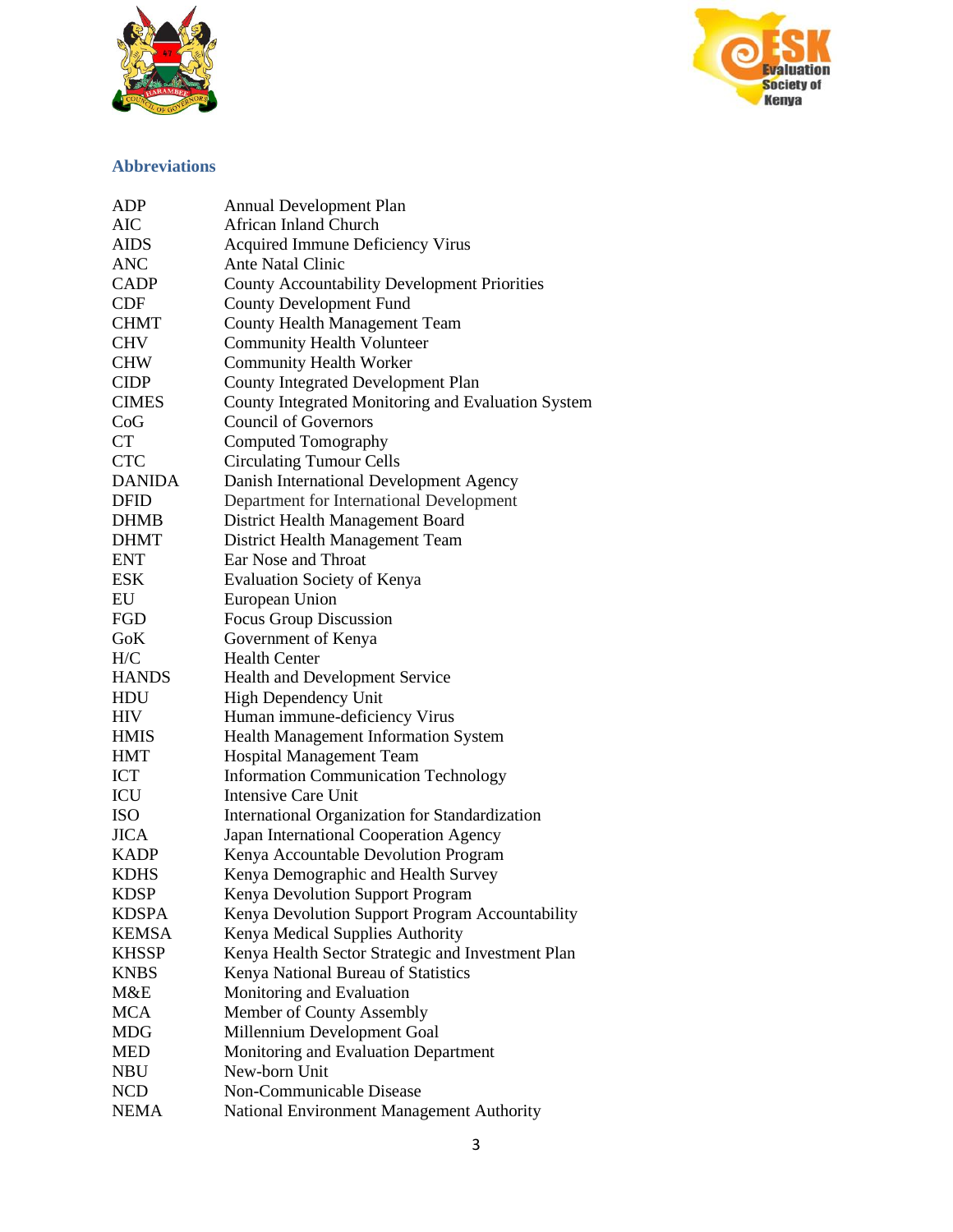## Abbreviations

| | |
|---|---|
| ADP | Annual Development Plan |
| AIC | African Inland Church |
| AIDS | Acquired Immune Deficiency Virus |
| ANC | Ante Natal Clinic |
| CADP | County Accountability Development Priorities |
| CDF | County Development Fund |
| CHMT | County Health Management Team |
| CHV | Community Health Volunteer |
| CHW | Community Health Worker |
| CIDP | County Integrated Development Plan |
| CIMES | County Integrated Monitoring and Evaluation System |
| CoG | Council of Governors |
| CT | Computed Tomography |
| CTC | Circulating Tumour Cells |
| DANIDA | Danish International Development Agency |
| DFID | Department for International Development |
| DHMB | District Health Management Board |
| DHMT | District Health Management Team |
| ENT | Ear Nose and Throat |
| ESK | Evaluation Society of Kenya |
| EU | European Union |
| FGD | Focus Group Discussion |
| GoK | Government of Kenya |
| H/C | Health Center |
| HANDS | Health and Development Service |
| HDU | High Dependency Unit |
| HIV | Human immune-deficiency Virus |
| HMIS | Health Management Information System |
| HMT | Hospital Management Team |
| ICT | Information Communication Technology |
| ICU | Intensive Care Unit |
| ISO | International Organization for Standardization |
| JICA | Japan International Cooperation Agency |
| KADP | Kenya Accountable Devolution Program |
| KDHS | Kenya Demographic and Health Survey |
| KDSP | Kenya Devolution Support Program |
| KDSPA | Kenya Devolution Support Program Accountability |
| KEMSA | Kenya Medical Supplies Authority |
| KHSSP | Kenya Health Sector Strategic and Investment Plan |
| KNBS | Kenya National Bureau of Statistics |
| M&E | Monitoring and Evaluation |
| MCA | Member of County Assembly |
| MDG | Millennium Development Goal |
| MED | Monitoring and Evaluation Department |
| NBU | New-born Unit |
| NCD | Non-Communicable Disease |
| NEMA | National Environment Management Authority |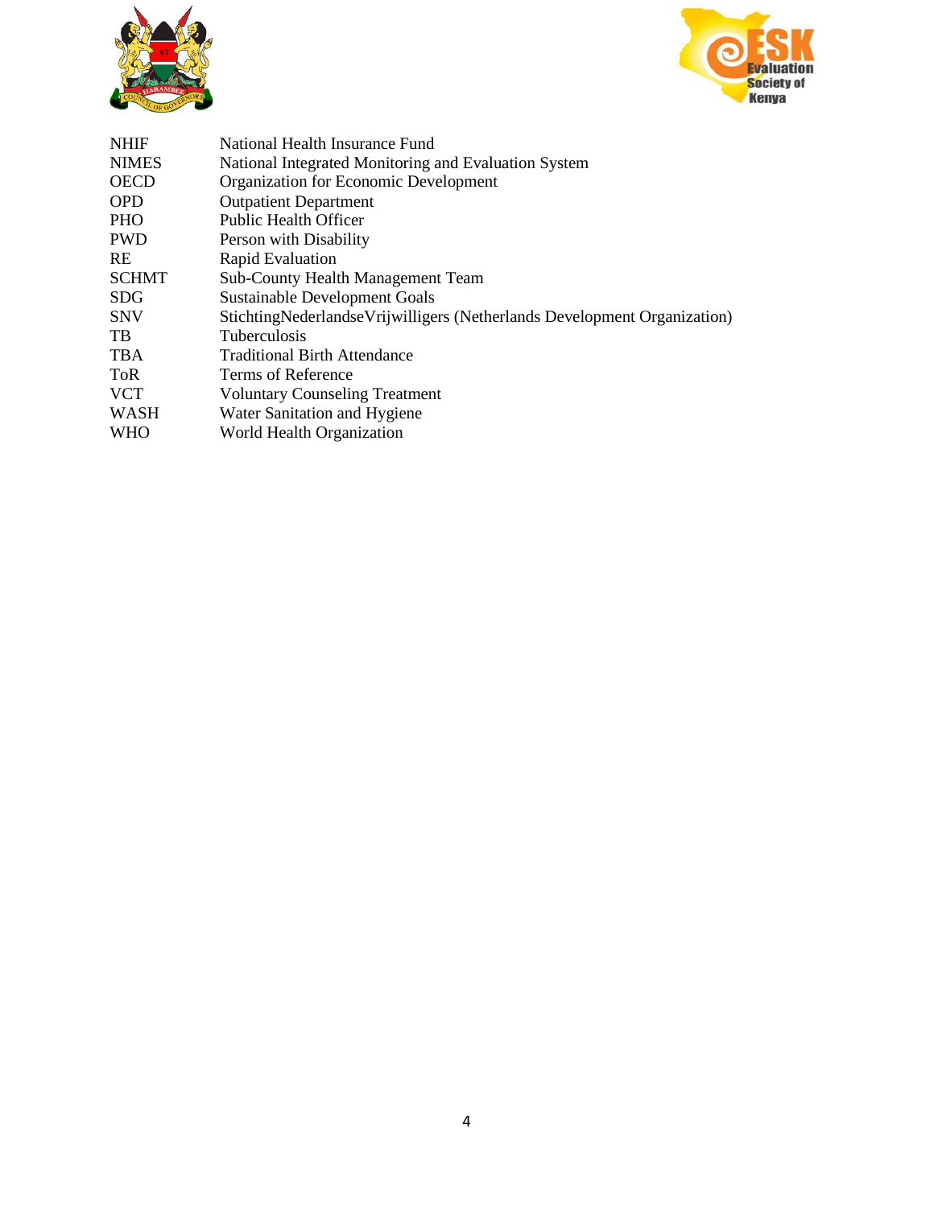| | |
|---|---|
| NHIF | National Health Insurance Fund |
| NIMES | National Integrated Monitoring and Evaluation System |
| OECD | Organization for Economic Development |
| OPD | Outpatient Department |
| PHO | Public Health Officer |
| PWD | Person with Disability |
| RE | Rapid Evaluation |
| SCHMT | Sub-County Health Management Team |
| SDG | Sustainable Development Goals |
| SNV | StichtingNederlandseVrijwilligers (Netherlands Development Organization) |
| TB | Tuberculosis |
| TBA | Traditional Birth Attendance |
| ToR | Terms of Reference |
| VCT | Voluntary Counseling Treatment |
| WASH | Water Sanitation and Hygiene |
| WHO | World Health Organization |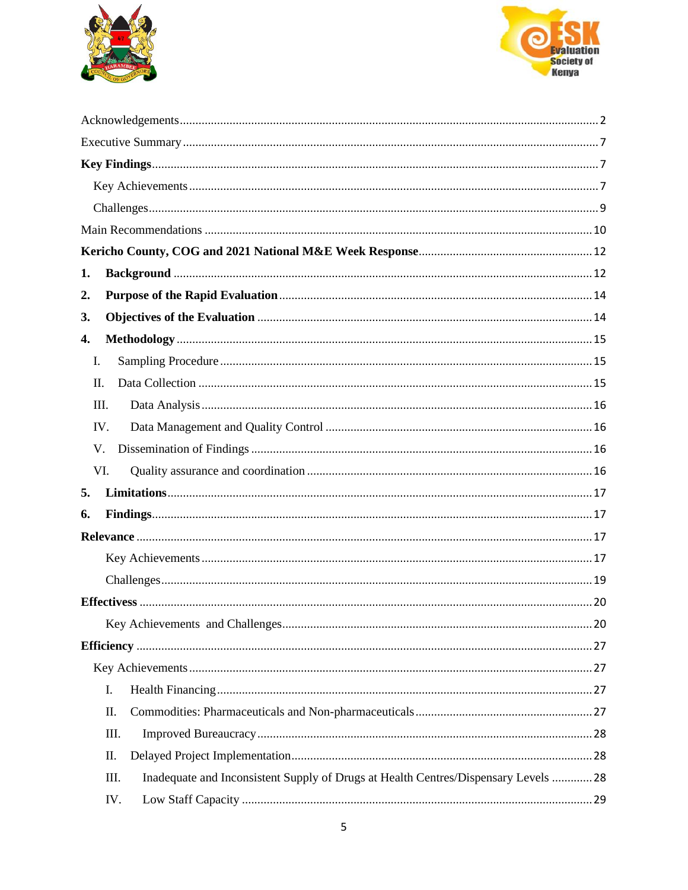Acknowledgements .......... 2

Executive Summary .......... 7

**Key Findings** .......... 7

Key Achievements .......... 7

Challenges .......... 9

Main Recommendations .......... 10

**Kericho County, COG and 2021 National M&E Week Response** .......... 12

1. **Background** .......... 12
2. **Purpose of the Rapid Evaluation** .......... 14
3. **Objectives of the Evaluation** .......... 14
4. **Methodology** .......... 15

   I. Sampling Procedure .......... 15

   II. Data Collection .......... 15

   III. Data Analysis .......... 16

   IV. Data Management and Quality Control .......... 16

   V. Dissemination of Findings .......... 16

   VI. Quality assurance and coordination .......... 16

5. **Limitations** .......... 17
6. **Findings** .......... 17

**Relevance** .......... 17

Key Achievements .......... 17

Challenges .......... 19

**Effectivess** .......... 20

Key Achievements and Challenges .......... 20

**Efficiency** .......... 27

Key Achievements .......... 27

I. Health Financing .......... 27

II. Commodities: Pharmaceuticals and Non-pharmaceuticals .......... 27

III. Improved Bureaucracy .......... 28

II. Delayed Project Implementation .......... 28

III. Inadequate and Inconsistent Supply of Drugs at Health Centres/Dispensary Levels .......... 28

IV. Low Staff Capacity .......... 29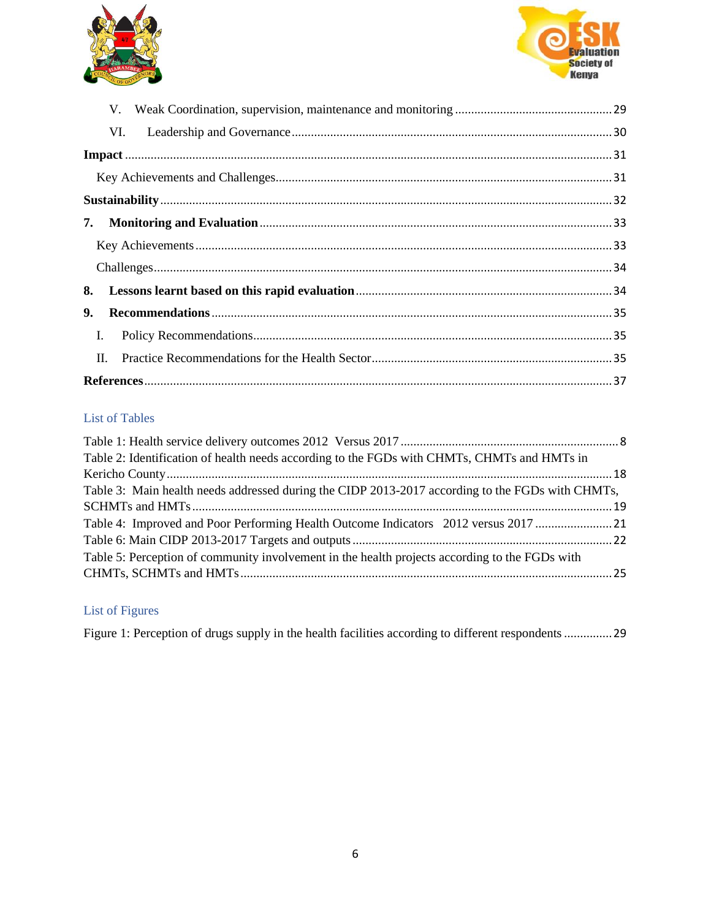V. Weak Coordination, supervision, maintenance and monitoring ................................................ 29

VI. Leadership and Governance ................................................................................................... 30

**Impact** ..................................................................................................................................... 31

Key Achievements and Challenges ........................................................................................... 31

**Sustainability** .......................................................................................................................... 32

**7. Monitoring and Evaluation** ................................................................................................. 33

Key Achievements ..................................................................................................................... 33

Challenges ................................................................................................................................. 34

**8. Lessons learnt based on this rapid evaluation** ................................................................... 34

**9. Recommendations** ............................................................................................................... 35

I. Policy Recommendations ........................................................................................................ 35

II. Practice Recommendations for the Health Sector .................................................................. 35

**References** ............................................................................................................................... 37

## List of Tables

Table 1: Health service delivery outcomes 2012 Versus 2017 .................................................... 8

Table 2: Identification of health needs according to the FGDs with CHMTs, CHMTs and HMTs in Kericho County ......................................................................................................................... 18

Table 3: Main health needs addressed during the CIDP 2013-2017 according to the FGDs with CHMTs, SCHMTs and HMTs ................................................................................................... 19

Table 4: Improved and Poor Performing Health Outcome Indicators 2012 versus 2017 ............ 21

Table 6: Main CIDP 2013-2017 Targets and outputs ................................................................. 22

Table 5: Perception of community involvement in the health projects according to the FGDs with CHMTs, SCHMTs and HMTs ................................................................................................... 25

## List of Figures

Figure 1: Perception of drugs supply in the health facilities according to different respondents .............. 29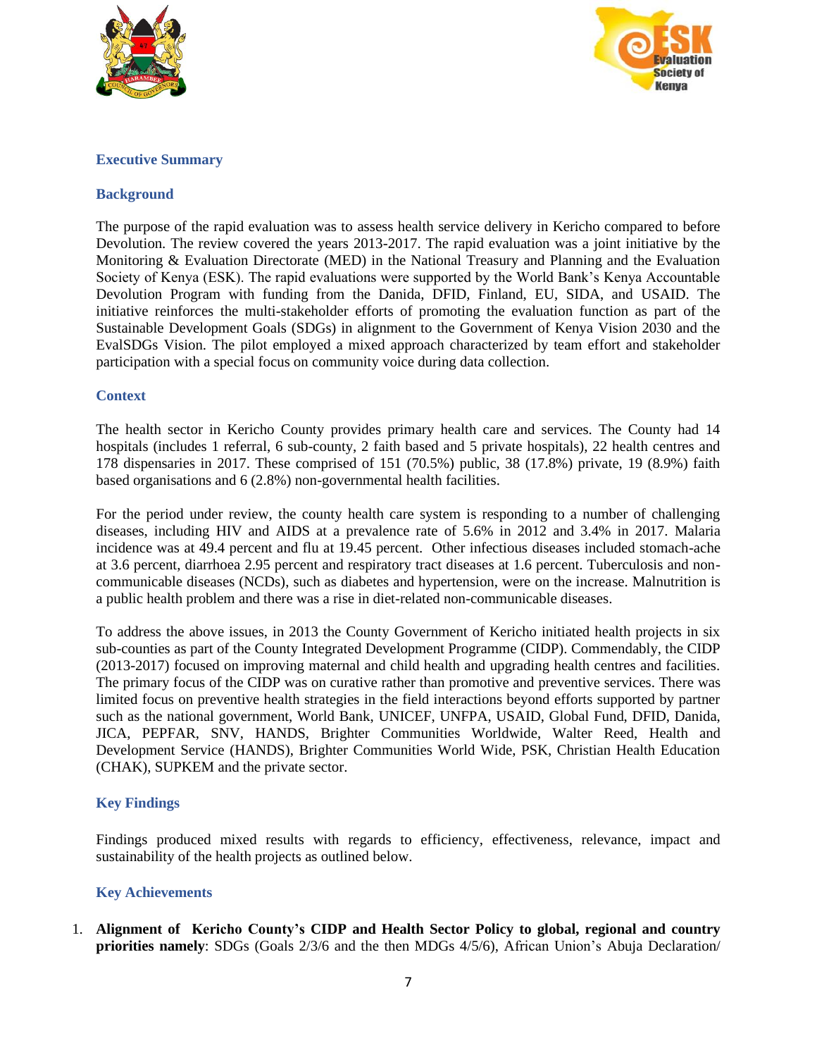## Executive Summary

### Background

The purpose of the rapid evaluation was to assess health service delivery in Kericho compared to before Devolution. The review covered the years 2013-2017. The rapid evaluation was a joint initiative by the Monitoring & Evaluation Directorate (MED) in the National Treasury and Planning and the Evaluation Society of Kenya (ESK). The rapid evaluations were supported by the World Bank's Kenya Accountable Devolution Program with funding from the Danida, DFID, Finland, EU, SIDA, and USAID. The initiative reinforces the multi-stakeholder efforts of promoting the evaluation function as part of the Sustainable Development Goals (SDGs) in alignment to the Government of Kenya Vision 2030 and the EvalSDGs Vision. The pilot employed a mixed approach characterized by team effort and stakeholder participation with a special focus on community voice during data collection.

### Context

The health sector in Kericho County provides primary health care and services. The County had 14 hospitals (includes 1 referral, 6 sub-county, 2 faith based and 5 private hospitals), 22 health centres and 178 dispensaries in 2017. These comprised of 151 (70.5%) public, 38 (17.8%) private, 19 (8.9%) faith based organisations and 6 (2.8%) non-governmental health facilities.

For the period under review, the county health care system is responding to a number of challenging diseases, including HIV and AIDS at a prevalence rate of 5.6% in 2012 and 3.4% in 2017. Malaria incidence was at 49.4 percent and flu at 19.45 percent. Other infectious diseases included stomach-ache at 3.6 percent, diarrhoea 2.95 percent and respiratory tract diseases at 1.6 percent. Tuberculosis and non-communicable diseases (NCDs), such as diabetes and hypertension, were on the increase. Malnutrition is a public health problem and there was a rise in diet-related non-communicable diseases.

To address the above issues, in 2013 the County Government of Kericho initiated health projects in six sub-counties as part of the County Integrated Development Programme (CIDP). Commendably, the CIDP (2013-2017) focused on improving maternal and child health and upgrading health centres and facilities. The primary focus of the CIDP was on curative rather than promotive and preventive services. There was limited focus on preventive health strategies in the field interactions beyond efforts supported by partner such as the national government, World Bank, UNICEF, UNFPA, USAID, Global Fund, DFID, Danida, JICA, PEPFAR, SNV, HANDS, Brighter Communities Worldwide, Walter Reed, Health and Development Service (HANDS), Brighter Communities World Wide, PSK, Christian Health Education (CHAK), SUPKEM and the private sector.

### Key Findings

Findings produced mixed results with regards to efficiency, effectiveness, relevance, impact and sustainability of the health projects as outlined below.

### Key Achievements

1. **Alignment of Kericho County's CIDP and Health Sector Policy to global, regional and country priorities namely**: SDGs (Goals 2/3/6 and the then MDGs 4/5/6), African Union's Abuja Declaration/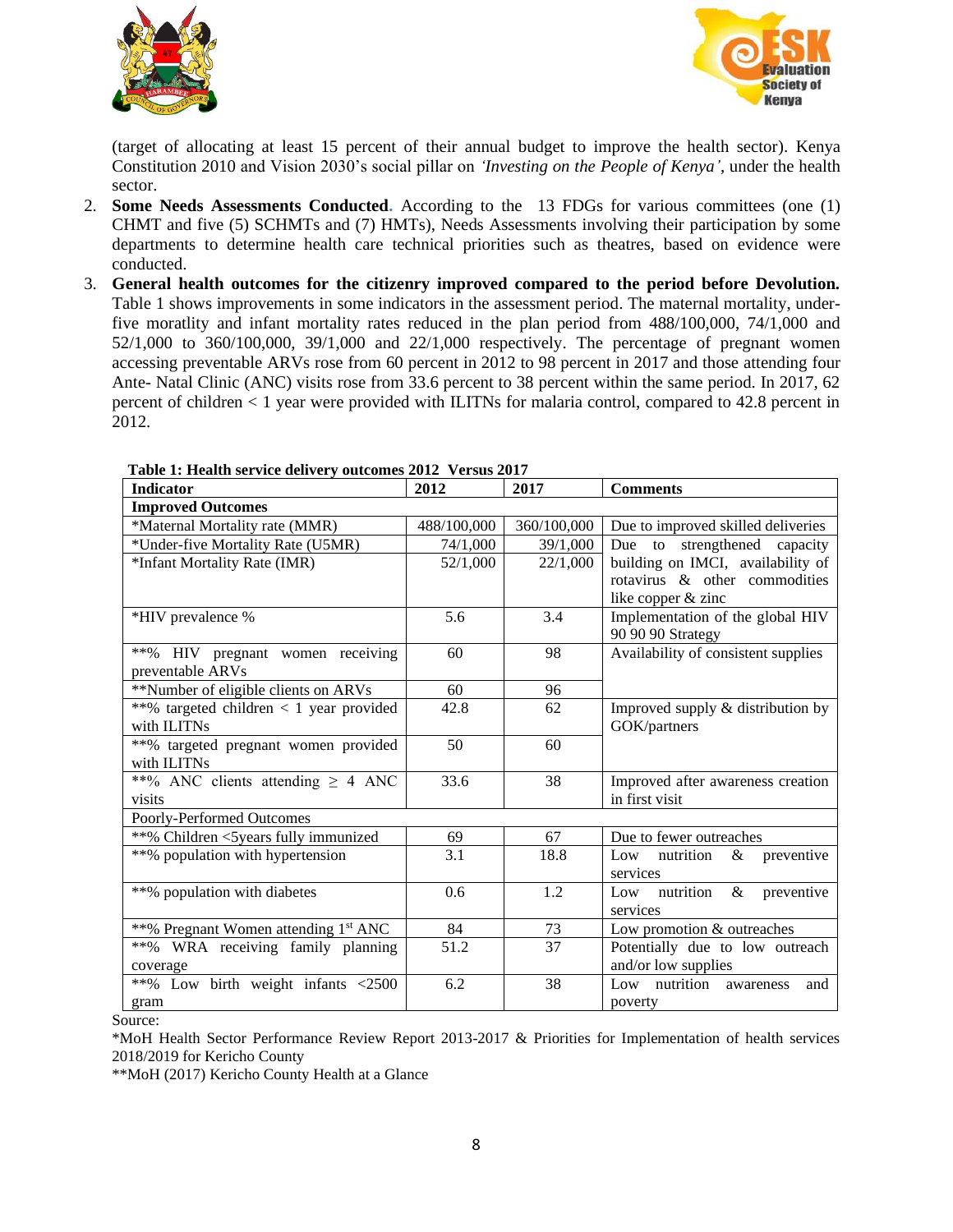(target of allocating at least 15 percent of their annual budget to improve the health sector). Kenya Constitution 2010 and Vision 2030's social pillar on *'Investing on the People of Kenya'*, under the health sector.

2. **Some Needs Assessments Conducted.** According to the 13 FDGs for various committees (one (1) CHMT and five (5) SCHMTs and (7) HMTs), Needs Assessments involving their participation by some departments to determine health care technical priorities such as theatres, based on evidence were conducted.
3. **General health outcomes for the citizenry improved compared to the period before Devolution.** Table 1 shows improvements in some indicators in the assessment period. The maternal mortality, under-five moratlity and infant mortality rates reduced in the plan period from 488/100,000, 74/1,000 and 52/1,000 to 360/100,000, 39/1,000 and 22/1,000 respectively. The percentage of pregnant women accessing preventable ARVs rose from 60 percent in 2012 to 98 percent in 2017 and those attending four Ante- Natal Clinic (ANC) visits rose from 33.6 percent to 38 percent within the same period. In 2017, 62 percent of children < 1 year were provided with ILITNs for malaria control, compared to 42.8 percent in 2012.

**Table 1: Health service delivery outcomes 2012 Versus 2017**

| Indicator | 2012 | 2017 | Comments |
|---|---|---|---|
| **Improved Outcomes** | | | |
| *Maternal Mortality rate (MMR) | 488/100,000 | 360/100,000 | Due to improved skilled deliveries |
| *Under-five Mortality Rate (U5MR) | 74/1,000 | 39/1,000 | Due to strengthened capacity building on IMCI, availability of rotavirus & other commodities like copper & zinc |
| *Infant Mortality Rate (IMR) | 52/1,000 | 22/1,000 | |
| *HIV prevalence % | 5.6 | 3.4 | Implementation of the global HIV 90 90 90 Strategy |
| **% HIV pregnant women receiving preventable ARVs | 60 | 98 | Availability of consistent supplies |
| **Number of eligible clients on ARVs | 60 | 96 | |
| **% targeted children < 1 year provided with ILITNs | 42.8 | 62 | Improved supply & distribution by GOK/partners |
| **% targeted pregnant women provided with ILITNs | 50 | 60 | |
| **% ANC clients attending ≥ 4 ANC visits | 33.6 | 38 | Improved after awareness creation in first visit |
| Poorly-Performed Outcomes | | | |
| **% Children <5years fully immunized | 69 | 67 | Due to fewer outreaches |
| **% population with hypertension | 3.1 | 18.8 | Low nutrition & preventive services |
| **% population with diabetes | 0.6 | 1.2 | Low nutrition & preventive services |
| **% Pregnant Women attending 1st ANC | 84 | 73 | Low promotion & outreaches |
| **% WRA receiving family planning coverage | 51.2 | 37 | Potentially due to low outreach and/or low supplies |
| **% Low birth weight infants <2500 gram | 6.2 | 38 | Low nutrition awareness and poverty |

Source:

*MoH Health Sector Performance Review Report 2013-2017 & Priorities for Implementation of health services 2018/2019 for Kericho County

**MoH (2017) Kericho County Health at a Glance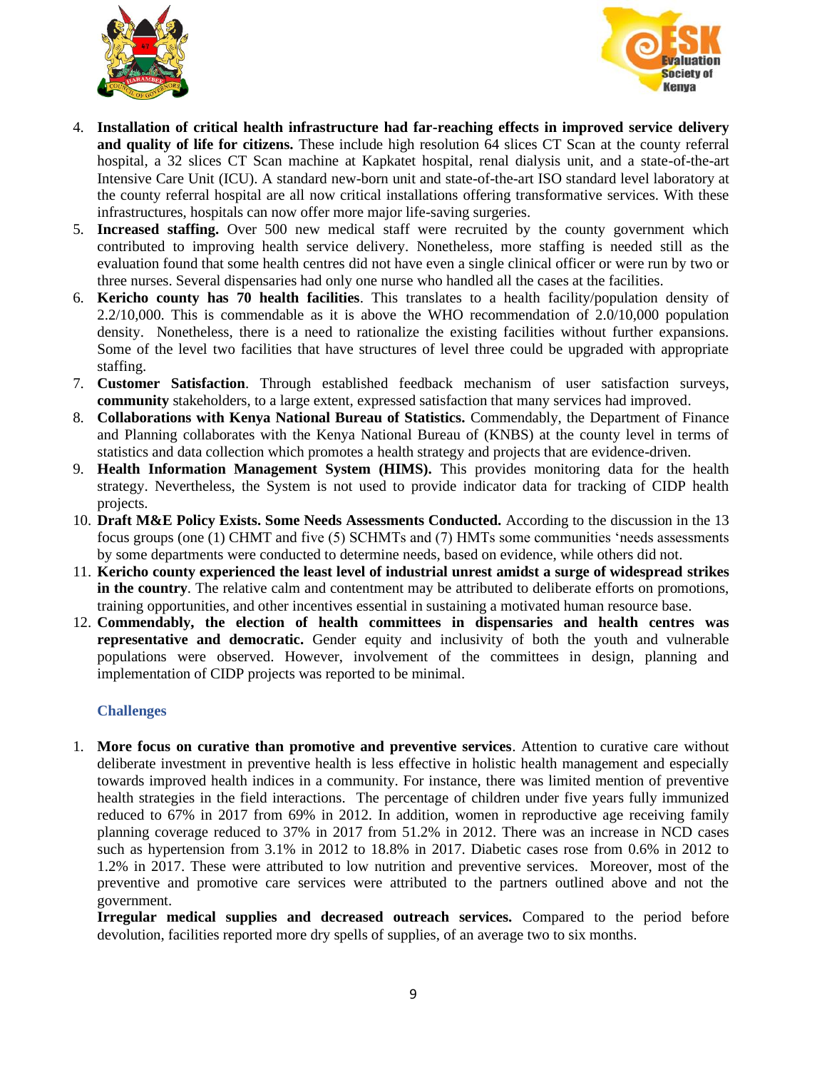4. **Installation of critical health infrastructure had far-reaching effects in improved service delivery and quality of life for citizens.** These include high resolution 64 slices CT Scan at the county referral hospital, a 32 slices CT Scan machine at Kapkatet hospital, renal dialysis unit, and a state-of-the-art Intensive Care Unit (ICU). A standard new-born unit and state-of-the-art ISO standard level laboratory at the county referral hospital are all now critical installations offering transformative services. With these infrastructures, hospitals can now offer more major life-saving surgeries.
5. **Increased staffing.** Over 500 new medical staff were recruited by the county government which contributed to improving health service delivery. Nonetheless, more staffing is needed still as the evaluation found that some health centres did not have even a single clinical officer or were run by two or three nurses. Several dispensaries had only one nurse who handled all the cases at the facilities.
6. **Kericho county has 70 health facilities**. This translates to a health facility/population density of 2.2/10,000. This is commendable as it is above the WHO recommendation of 2.0/10,000 population density. Nonetheless, there is a need to rationalize the existing facilities without further expansions. Some of the level two facilities that have structures of level three could be upgraded with appropriate staffing.
7. **Customer Satisfaction**. Through established feedback mechanism of user satisfaction surveys, **community** stakeholders, to a large extent, expressed satisfaction that many services had improved.
8. **Collaborations with Kenya National Bureau of Statistics.** Commendably, the Department of Finance and Planning collaborates with the Kenya National Bureau of (KNBS) at the county level in terms of statistics and data collection which promotes a health strategy and projects that are evidence-driven.
9. **Health Information Management System (HIMS).** This provides monitoring data for the health strategy. Nevertheless, the System is not used to provide indicator data for tracking of CIDP health projects.
10. **Draft M&E Policy Exists. Some Needs Assessments Conducted.** According to the discussion in the 13 focus groups (one (1) CHMT and five (5) SCHMTs and (7) HMTs some communities 'needs assessments by some departments were conducted to determine needs, based on evidence, while others did not.
11. **Kericho county experienced the least level of industrial unrest amidst a surge of widespread strikes in the country**. The relative calm and contentment may be attributed to deliberate efforts on promotions, training opportunities, and other incentives essential in sustaining a motivated human resource base.
12. **Commendably, the election of health committees in dispensaries and health centres was representative and democratic.** Gender equity and inclusivity of both the youth and vulnerable populations were observed. However, involvement of the committees in design, planning and implementation of CIDP projects was reported to be minimal.

### Challenges

1. **More focus on curative than promotive and preventive services**. Attention to curative care without deliberate investment in preventive health is less effective in holistic health management and especially towards improved health indices in a community. For instance, there was limited mention of preventive health strategies in the field interactions. The percentage of children under five years fully immunized reduced to 67% in 2017 from 69% in 2012. In addition, women in reproductive age receiving family planning coverage reduced to 37% in 2017 from 51.2% in 2012. There was an increase in NCD cases such as hypertension from 3.1% in 2012 to 18.8% in 2017. Diabetic cases rose from 0.6% in 2012 to 1.2% in 2017. These were attributed to low nutrition and preventive services. Moreover, most of the preventive and promotive care services were attributed to the partners outlined above and not the government.

   **Irregular medical supplies and decreased outreach services.** Compared to the period before devolution, facilities reported more dry spells of supplies, of an average two to six months.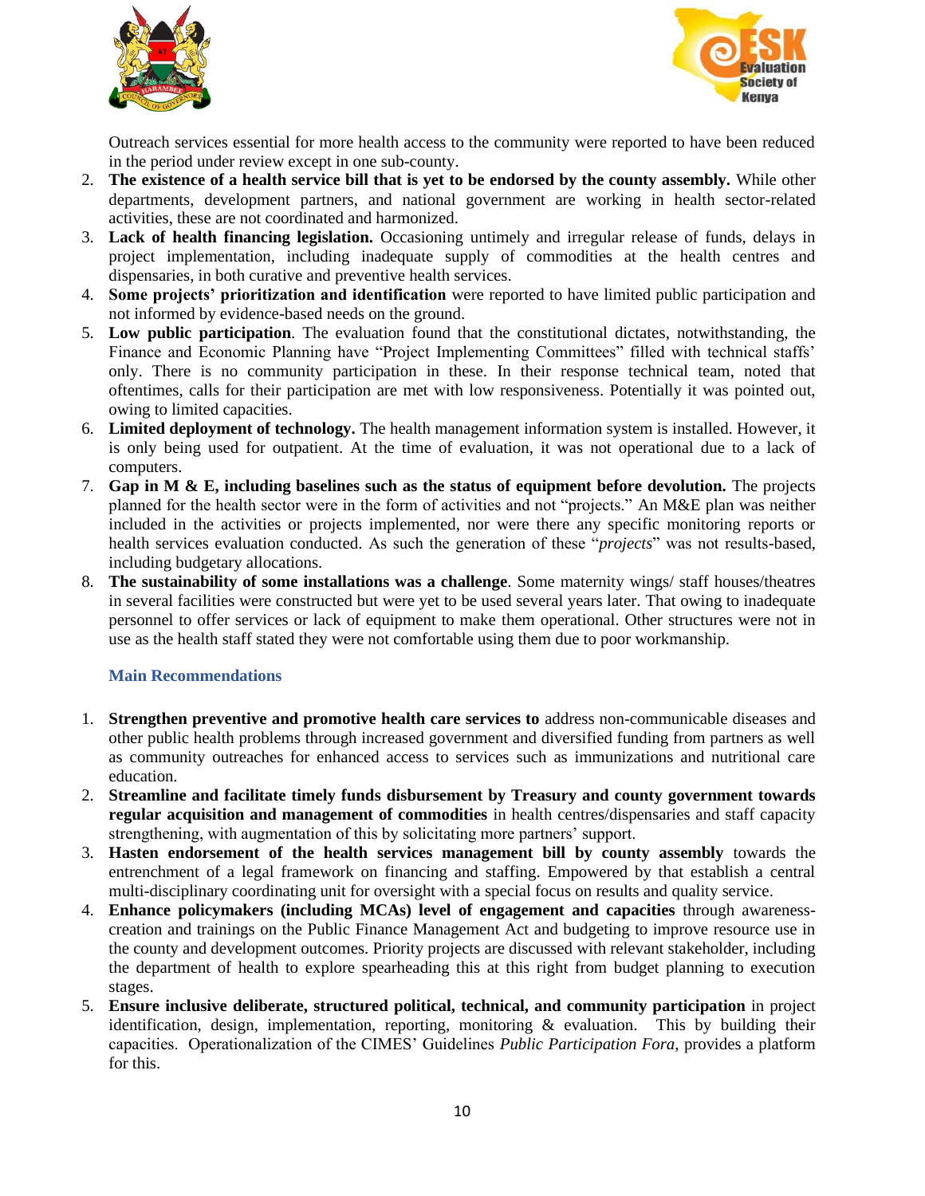Outreach services essential for more health access to the community were reported to have been reduced in the period under review except in one sub-county.

2. **The existence of a health service bill that is yet to be endorsed by the county assembly.** While other departments, development partners, and national government are working in health sector-related activities, these are not coordinated and harmonized.
3. **Lack of health financing legislation.** Occasioning untimely and irregular release of funds, delays in project implementation, including inadequate supply of commodities at the health centres and dispensaries, in both curative and preventive health services.
4. **Some projects' prioritization and identification** were reported to have limited public participation and not informed by evidence-based needs on the ground.
5. **Low public participation**. The evaluation found that the constitutional dictates, notwithstanding, the Finance and Economic Planning have "Project Implementing Committees" filled with technical staffs' only. There is no community participation in these. In their response technical team, noted that oftentimes, calls for their participation are met with low responsiveness. Potentially it was pointed out, owing to limited capacities.
6. **Limited deployment of technology.** The health management information system is installed. However, it is only being used for outpatient. At the time of evaluation, it was not operational due to a lack of computers.
7. **Gap in M & E, including baselines such as the status of equipment before devolution.** The projects planned for the health sector were in the form of activities and not "projects." An M&E plan was neither included in the activities or projects implemented, nor were there any specific monitoring reports or health services evaluation conducted. As such the generation of these "*projects*" was not results-based, including budgetary allocations.
8. **The sustainability of some installations was a challenge**. Some maternity wings/ staff houses/theatres in several facilities were constructed but were yet to be used several years later. That owing to inadequate personnel to offer services or lack of equipment to make them operational. Other structures were not in use as the health staff stated they were not comfortable using them due to poor workmanship.

### Main Recommendations

1. **Strengthen preventive and promotive health care services to** address non-communicable diseases and other public health problems through increased government and diversified funding from partners as well as community outreaches for enhanced access to services such as immunizations and nutritional care education.
2. **Streamline and facilitate timely funds disbursement by Treasury and county government towards regular acquisition and management of commodities** in health centres/dispensaries and staff capacity strengthening, with augmentation of this by solicitating more partners' support.
3. **Hasten endorsement of the health services management bill by county assembly** towards the entrenchment of a legal framework on financing and staffing. Empowered by that establish a central multi-disciplinary coordinating unit for oversight with a special focus on results and quality service.
4. **Enhance policymakers (including MCAs) level of engagement and capacities** through awareness-creation and trainings on the Public Finance Management Act and budgeting to improve resource use in the county and development outcomes. Priority projects are discussed with relevant stakeholder, including the department of health to explore spearheading this at this right from budget planning to execution stages.
5. **Ensure inclusive deliberate, structured political, technical, and community participation** in project identification, design, implementation, reporting, monitoring & evaluation. This by building their capacities. Operationalization of the CIMES' Guidelines *Public Participation Fora*, provides a platform for this.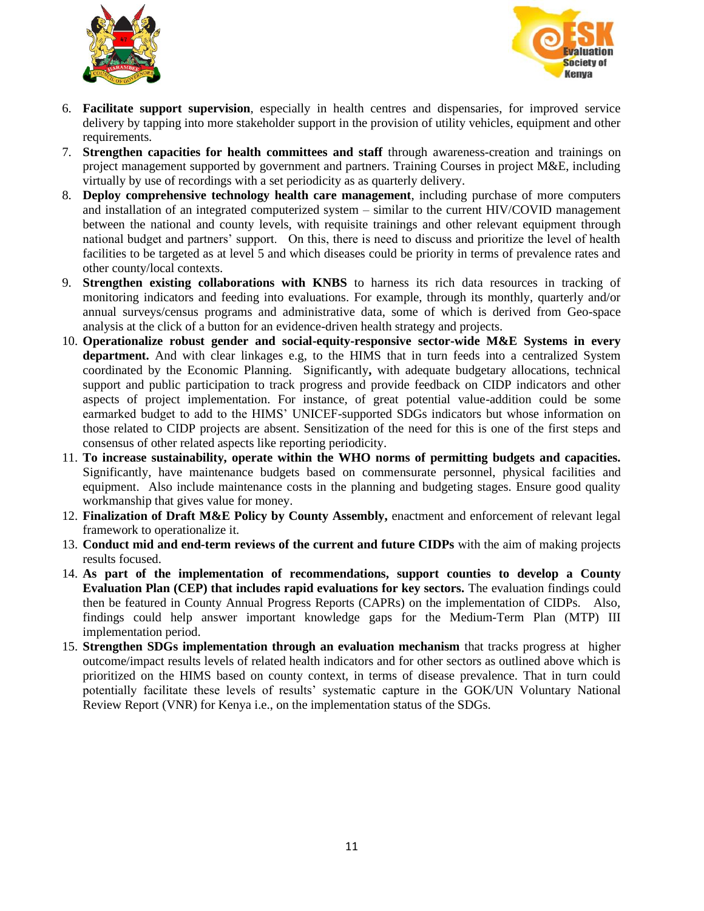6. **Facilitate support supervision**, especially in health centres and dispensaries, for improved service delivery by tapping into more stakeholder support in the provision of utility vehicles, equipment and other requirements.
7. **Strengthen capacities for health committees and staff** through awareness-creation and trainings on project management supported by government and partners. Training Courses in project M&E, including virtually by use of recordings with a set periodicity as as quarterly delivery.
8. **Deploy comprehensive technology health care management**, including purchase of more computers and installation of an integrated computerized system – similar to the current HIV/COVID management between the national and county levels, with requisite trainings and other relevant equipment through national budget and partners' support. On this, there is need to discuss and prioritize the level of health facilities to be targeted as at level 5 and which diseases could be priority in terms of prevalence rates and other county/local contexts.
9. **Strengthen existing collaborations with KNBS** to harness its rich data resources in tracking of monitoring indicators and feeding into evaluations. For example, through its monthly, quarterly and/or annual surveys/census programs and administrative data, some of which is derived from Geo-space analysis at the click of a button for an evidence-driven health strategy and projects.
10. **Operationalize robust gender and social-equity-responsive sector-wide M&E Systems in every department.** And with clear linkages e.g, to the HIMS that in turn feeds into a centralized System coordinated by the Economic Planning. Significantly**,** with adequate budgetary allocations, technical support and public participation to track progress and provide feedback on CIDP indicators and other aspects of project implementation. For instance, of great potential value-addition could be some earmarked budget to add to the HIMS' UNICEF-supported SDGs indicators but whose information on those related to CIDP projects are absent. Sensitization of the need for this is one of the first steps and consensus of other related aspects like reporting periodicity.
11. **To increase sustainability, operate within the WHO norms of permitting budgets and capacities.** Significantly, have maintenance budgets based on commensurate personnel, physical facilities and equipment. Also include maintenance costs in the planning and budgeting stages. Ensure good quality workmanship that gives value for money.
12. **Finalization of Draft M&E Policy by County Assembly,** enactment and enforcement of relevant legal framework to operationalize it.
13. **Conduct mid and end-term reviews of the current and future CIDPs** with the aim of making projects results focused.
14. **As part of the implementation of recommendations, support counties to develop a County Evaluation Plan (CEP) that includes rapid evaluations for key sectors.** The evaluation findings could then be featured in County Annual Progress Reports (CAPRs) on the implementation of CIDPs. Also, findings could help answer important knowledge gaps for the Medium-Term Plan (MTP) III implementation period.
15. **Strengthen SDGs implementation through an evaluation mechanism** that tracks progress at higher outcome/impact results levels of related health indicators and for other sectors as outlined above which is prioritized on the HIMS based on county context, in terms of disease prevalence. That in turn could potentially facilitate these levels of results' systematic capture in the GOK/UN Voluntary National Review Report (VNR) for Kenya i.e., on the implementation status of the SDGs.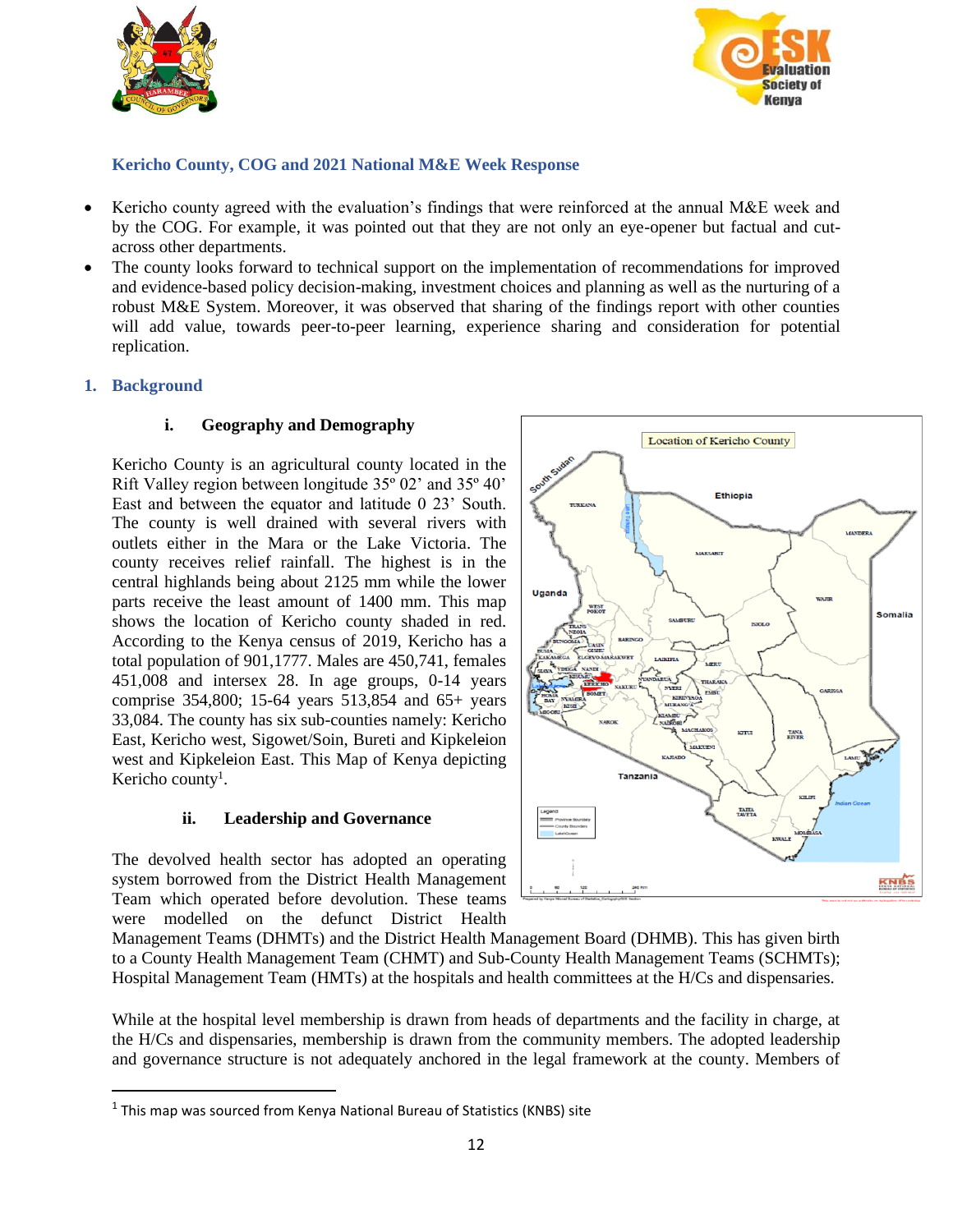## Kericho County, COG and 2021 National M&E Week Response

- Kericho county agreed with the evaluation's findings that were reinforced at the annual M&E week and by the COG. For example, it was pointed out that they are not only an eye-opener but factual and cut-across other departments.
- The county looks forward to technical support on the implementation of recommendations for improved and evidence-based policy decision-making, investment choices and planning as well as the nurturing of a robust M&E System. Moreover, it was observed that sharing of the findings report with other counties will add value, towards peer-to-peer learning, experience sharing and consideration for potential replication.

## 1. Background

### i. Geography and Demography

Kericho County is an agricultural county located in the Rift Valley region between longitude 35º 02' and 35º 40' East and between the equator and latitude 0 23' South. The county is well drained with several rivers with outlets either in the Mara or the Lake Victoria. The county receives relief rainfall. The highest is in the central highlands being about 2125 mm while the lower parts receive the least amount of 1400 mm. This map shows the location of Kericho county shaded in red. According to the Kenya census of 2019, Kericho has a total population of 901,1777. Males are 450,741, females 451,008 and intersex 28. In age groups, 0-14 years comprise 354,800; 15-64 years 513,854 and 65+ years 33,084. The county has six sub-counties namely: Kericho East, Kericho west, Sigowet/Soin, Bureti and Kipkeleion west and Kipkeleion East. This Map of Kenya depicting Kericho county[1].

### ii. Leadership and Governance

The devolved health sector has adopted an operating system borrowed from the District Health Management Team which operated before devolution. These teams were modelled on the defunct District Health Management Teams (DHMTs) and the District Health Management Board (DHMB). This has given birth to a County Health Management Team (CHMT) and Sub-County Health Management Teams (SCHMTs); Hospital Management Team (HMTs) at the hospitals and health committees at the H/Cs and dispensaries.

While at the hospital level membership is drawn from heads of departments and the facility in charge, at the H/Cs and dispensaries, membership is drawn from the community members. The adopted leadership and governance structure is not adequately anchored in the legal framework at the county. Members of

[1] This map was sourced from Kenya National Bureau of Statistics (KNBS) site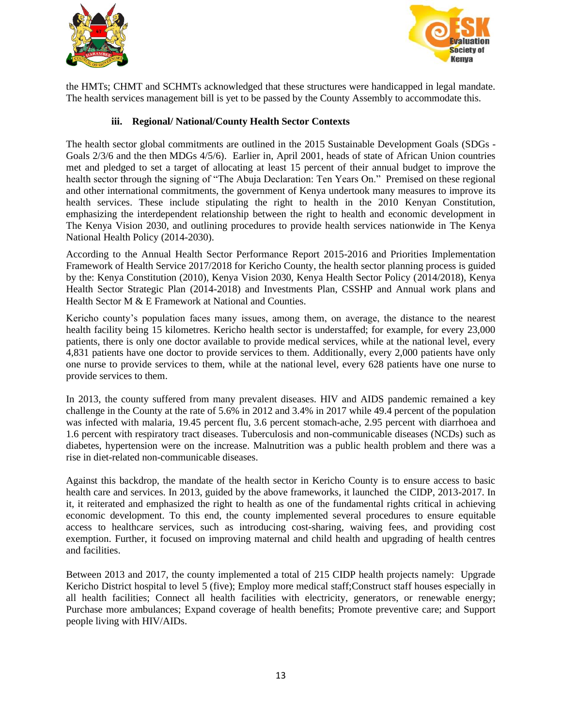the HMTs; CHMT and SCHMTs acknowledged that these structures were handicapped in legal mandate. The health services management bill is yet to be passed by the County Assembly to accommodate this.

### iii. Regional/ National/County Health Sector Contexts

The health sector global commitments are outlined in the 2015 Sustainable Development Goals (SDGs - Goals 2/3/6 and the then MDGs 4/5/6). Earlier in, April 2001, heads of state of African Union countries met and pledged to set a target of allocating at least 15 percent of their annual budget to improve the health sector through the signing of "The Abuja Declaration: Ten Years On." Premised on these regional and other international commitments, the government of Kenya undertook many measures to improve its health services. These include stipulating the right to health in the 2010 Kenyan Constitution, emphasizing the interdependent relationship between the right to health and economic development in The Kenya Vision 2030, and outlining procedures to provide health services nationwide in The Kenya National Health Policy (2014-2030).

According to the Annual Health Sector Performance Report 2015-2016 and Priorities Implementation Framework of Health Service 2017/2018 for Kericho County, the health sector planning process is guided by the: Kenya Constitution (2010), Kenya Vision 2030, Kenya Health Sector Policy (2014/2018), Kenya Health Sector Strategic Plan (2014-2018) and Investments Plan, CSSHP and Annual work plans and Health Sector M & E Framework at National and Counties.

Kericho county's population faces many issues, among them, on average, the distance to the nearest health facility being 15 kilometres. Kericho health sector is understaffed; for example, for every 23,000 patients, there is only one doctor available to provide medical services, while at the national level, every 4,831 patients have one doctor to provide services to them. Additionally, every 2,000 patients have only one nurse to provide services to them, while at the national level, every 628 patients have one nurse to provide services to them.

In 2013, the county suffered from many prevalent diseases. HIV and AIDS pandemic remained a key challenge in the County at the rate of 5.6% in 2012 and 3.4% in 2017 while 49.4 percent of the population was infected with malaria, 19.45 percent flu, 3.6 percent stomach-ache, 2.95 percent with diarrhoea and 1.6 percent with respiratory tract diseases. Tuberculosis and non-communicable diseases (NCDs) such as diabetes, hypertension were on the increase. Malnutrition was a public health problem and there was a rise in diet-related non-communicable diseases.

Against this backdrop, the mandate of the health sector in Kericho County is to ensure access to basic health care and services. In 2013, guided by the above frameworks, it launched the CIDP, 2013-2017. In it, it reiterated and emphasized the right to health as one of the fundamental rights critical in achieving economic development. To this end, the county implemented several procedures to ensure equitable access to healthcare services, such as introducing cost-sharing, waiving fees, and providing cost exemption. Further, it focused on improving maternal and child health and upgrading of health centres and facilities.

Between 2013 and 2017, the county implemented a total of 215 CIDP health projects namely: Upgrade Kericho District hospital to level 5 (five); Employ more medical staff;Construct staff houses especially in all health facilities; Connect all health facilities with electricity, generators, or renewable energy; Purchase more ambulances; Expand coverage of health benefits; Promote preventive care; and Support people living with HIV/AIDs.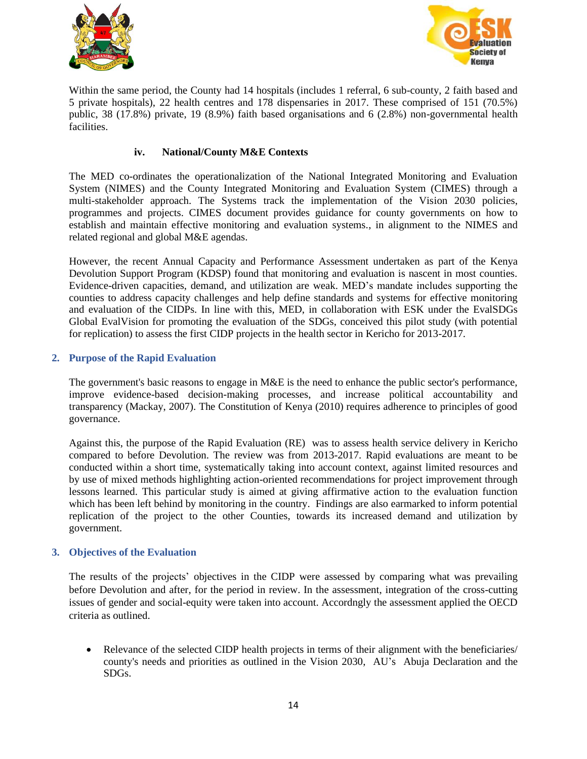Within the same period, the County had 14 hospitals (includes 1 referral, 6 sub-county, 2 faith based and 5 private hospitals), 22 health centres and 178 dispensaries in 2017. These comprised of 151 (70.5%) public, 38 (17.8%) private, 19 (8.9%) faith based organisations and 6 (2.8%) non-governmental health facilities.

#### iv. National/County M&E Contexts

The MED co-ordinates the operationalization of the National Integrated Monitoring and Evaluation System (NIMES) and the County Integrated Monitoring and Evaluation System (CIMES) through a multi-stakeholder approach. The Systems track the implementation of the Vision 2030 policies, programmes and projects. CIMES document provides guidance for county governments on how to establish and maintain effective monitoring and evaluation systems., in alignment to the NIMES and related regional and global M&E agendas.

However, the recent Annual Capacity and Performance Assessment undertaken as part of the Kenya Devolution Support Program (KDSP) found that monitoring and evaluation is nascent in most counties. Evidence-driven capacities, demand, and utilization are weak. MED's mandate includes supporting the counties to address capacity challenges and help define standards and systems for effective monitoring and evaluation of the CIDPs. In line with this, MED, in collaboration with ESK under the EvalSDGs Global EvalVision for promoting the evaluation of the SDGs, conceived this pilot study (with potential for replication) to assess the first CIDP projects in the health sector in Kericho for 2013-2017.

## 2. Purpose of the Rapid Evaluation

The government's basic reasons to engage in M&E is the need to enhance the public sector's performance, improve evidence-based decision-making processes, and increase political accountability and transparency (Mackay, 2007). The Constitution of Kenya (2010) requires adherence to principles of good governance.

Against this, the purpose of the Rapid Evaluation (RE) was to assess health service delivery in Kericho compared to before Devolution. The review was from 2013-2017. Rapid evaluations are meant to be conducted within a short time, systematically taking into account context, against limited resources and by use of mixed methods highlighting action-oriented recommendations for project improvement through lessons learned. This particular study is aimed at giving affirmative action to the evaluation function which has been left behind by monitoring in the country. Findings are also earmarked to inform potential replication of the project to the other Counties, towards its increased demand and utilization by government.

## 3. Objectives of the Evaluation

The results of the projects' objectives in the CIDP were assessed by comparing what was prevailing before Devolution and after, for the period in review. In the assessment, integration of the cross-cutting issues of gender and social-equity were taken into account. Accordngly the assessment applied the OECD criteria as outlined.

- Relevance of the selected CIDP health projects in terms of their alignment with the beneficiaries/ county's needs and priorities as outlined in the Vision 2030, AU's Abuja Declaration and the SDGs.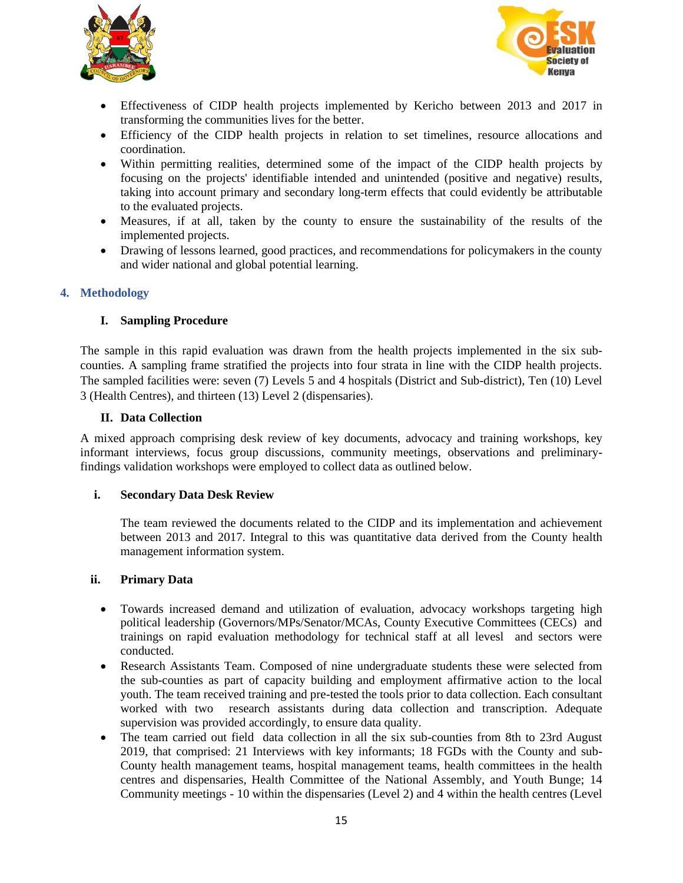- Effectiveness of CIDP health projects implemented by Kericho between 2013 and 2017 in transforming the communities lives for the better.
- Efficiency of the CIDP health projects in relation to set timelines, resource allocations and coordination.
- Within permitting realities, determined some of the impact of the CIDP health projects by focusing on the projects' identifiable intended and unintended (positive and negative) results, taking into account primary and secondary long-term effects that could evidently be attributable to the evaluated projects.
- Measures, if at all, taken by the county to ensure the sustainability of the results of the implemented projects.
- Drawing of lessons learned, good practices, and recommendations for policymakers in the county and wider national and global potential learning.

## 4. Methodology

### I. Sampling Procedure

The sample in this rapid evaluation was drawn from the health projects implemented in the six sub-counties. A sampling frame stratified the projects into four strata in line with the CIDP health projects. The sampled facilities were: seven (7) Levels 5 and 4 hospitals (District and Sub-district), Ten (10) Level 3 (Health Centres), and thirteen (13) Level 2 (dispensaries).

### II. Data Collection

A mixed approach comprising desk review of key documents, advocacy and training workshops, key informant interviews, focus group discussions, community meetings, observations and preliminary-findings validation workshops were employed to collect data as outlined below.

#### i. Secondary Data Desk Review

The team reviewed the documents related to the CIDP and its implementation and achievement between 2013 and 2017. Integral to this was quantitative data derived from the County health management information system.

#### ii. Primary Data

- Towards increased demand and utilization of evaluation, advocacy workshops targeting high political leadership (Governors/MPs/Senator/MCAs, County Executive Committees (CECs) and trainings on rapid evaluation methodology for technical staff at all levesl and sectors were conducted.
- Research Assistants Team. Composed of nine undergraduate students these were selected from the sub-counties as part of capacity building and employment affirmative action to the local youth. The team received training and pre-tested the tools prior to data collection. Each consultant worked with two research assistants during data collection and transcription. Adequate supervision was provided accordingly, to ensure data quality.
- The team carried out field data collection in all the six sub-counties from 8th to 23rd August 2019, that comprised: 21 Interviews with key informants; 18 FGDs with the County and sub-County health management teams, hospital management teams, health committees in the health centres and dispensaries, Health Committee of the National Assembly, and Youth Bunge; 14 Community meetings - 10 within the dispensaries (Level 2) and 4 within the health centres (Level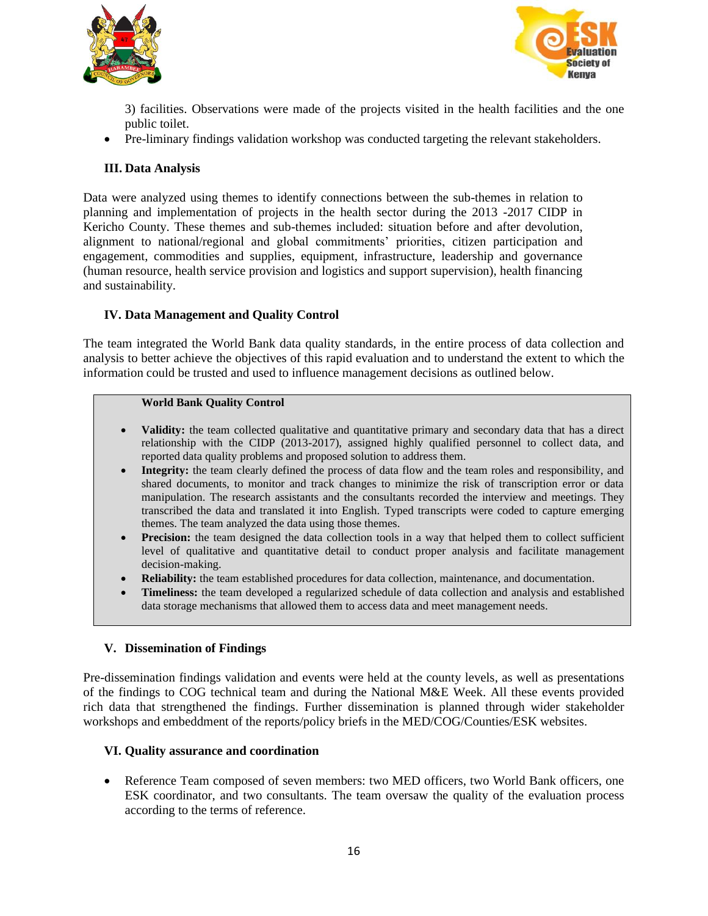3) facilities. Observations were made of the projects visited in the health facilities and the one public toilet.

- Pre-liminary findings validation workshop was conducted targeting the relevant stakeholders.

### III. Data Analysis

Data were analyzed using themes to identify connections between the sub-themes in relation to planning and implementation of projects in the health sector during the 2013 -2017 CIDP in Kericho County. These themes and sub-themes included: situation before and after devolution, alignment to national/regional and global commitments' priorities, citizen participation and engagement, commodities and supplies, equipment, infrastructure, leadership and governance (human resource, health service provision and logistics and support supervision), health financing and sustainability.

### IV. Data Management and Quality Control

The team integrated the World Bank data quality standards, in the entire process of data collection and analysis to better achieve the objectives of this rapid evaluation and to understand the extent to which the information could be trusted and used to influence management decisions as outlined below.

**World Bank Quality Control**

- **Validity:** the team collected qualitative and quantitative primary and secondary data that has a direct relationship with the CIDP (2013-2017), assigned highly qualified personnel to collect data, and reported data quality problems and proposed solution to address them.
- **Integrity:** the team clearly defined the process of data flow and the team roles and responsibility, and shared documents, to monitor and track changes to minimize the risk of transcription error or data manipulation. The research assistants and the consultants recorded the interview and meetings. They transcribed the data and translated it into English. Typed transcripts were coded to capture emerging themes. The team analyzed the data using those themes.
- **Precision:** the team designed the data collection tools in a way that helped them to collect sufficient level of qualitative and quantitative detail to conduct proper analysis and facilitate management decision-making.
- **Reliability:** the team established procedures for data collection, maintenance, and documentation.
- **Timeliness:** the team developed a regularized schedule of data collection and analysis and established data storage mechanisms that allowed them to access data and meet management needs.

### V. Dissemination of Findings

Pre-dissemination findings validation and events were held at the county levels, as well as presentations of the findings to COG technical team and during the National M&E Week. All these events provided rich data that strengthened the findings. Further dissemination is planned through wider stakeholder workshops and embeddment of the reports/policy briefs in the MED/COG/Counties/ESK websites.

### VI. Quality assurance and coordination

- Reference Team composed of seven members: two MED officers, two World Bank officers, one ESK coordinator, and two consultants. The team oversaw the quality of the evaluation process according to the terms of reference.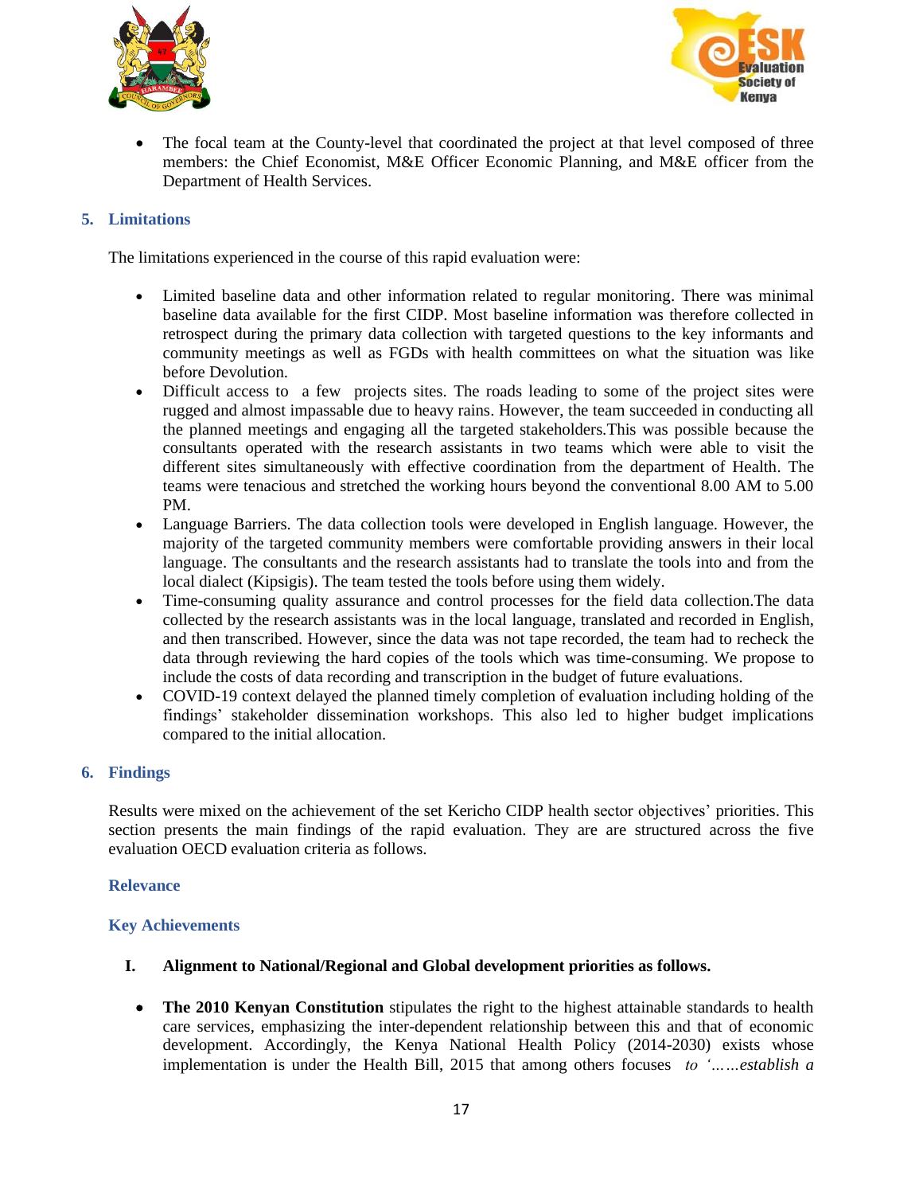- The focal team at the County-level that coordinated the project at that level composed of three members: the Chief Economist, M&E Officer Economic Planning, and M&E officer from the Department of Health Services.

## 5. Limitations

The limitations experienced in the course of this rapid evaluation were:

- Limited baseline data and other information related to regular monitoring. There was minimal baseline data available for the first CIDP. Most baseline information was therefore collected in retrospect during the primary data collection with targeted questions to the key informants and community meetings as well as FGDs with health committees on what the situation was like before Devolution.
- Difficult access to a few projects sites. The roads leading to some of the project sites were rugged and almost impassable due to heavy rains. However, the team succeeded in conducting all the planned meetings and engaging all the targeted stakeholders.This was possible because the consultants operated with the research assistants in two teams which were able to visit the different sites simultaneously with effective coordination from the department of Health. The teams were tenacious and stretched the working hours beyond the conventional 8.00 AM to 5.00 PM.
- Language Barriers. The data collection tools were developed in English language. However, the majority of the targeted community members were comfortable providing answers in their local language. The consultants and the research assistants had to translate the tools into and from the local dialect (Kipsigis). The team tested the tools before using them widely.
- Time-consuming quality assurance and control processes for the field data collection.The data collected by the research assistants was in the local language, translated and recorded in English, and then transcribed. However, since the data was not tape recorded, the team had to recheck the data through reviewing the hard copies of the tools which was time-consuming. We propose to include the costs of data recording and transcription in the budget of future evaluations.
- COVID-19 context delayed the planned timely completion of evaluation including holding of the findings' stakeholder dissemination workshops. This also led to higher budget implications compared to the initial allocation.

## 6. Findings

Results were mixed on the achievement of the set Kericho CIDP health sector objectives' priorities. This section presents the main findings of the rapid evaluation. They are are structured across the five evaluation OECD evaluation criteria as follows.

### Relevance

### Key Achievements

**I. Alignment to National/Regional and Global development priorities as follows.**

- **The 2010 Kenyan Constitution** stipulates the right to the highest attainable standards to health care services, emphasizing the inter-dependent relationship between this and that of economic development. Accordingly, the Kenya National Health Policy (2014-2030) exists whose implementation is under the Health Bill, 2015 that among others focuses *to '……establish a*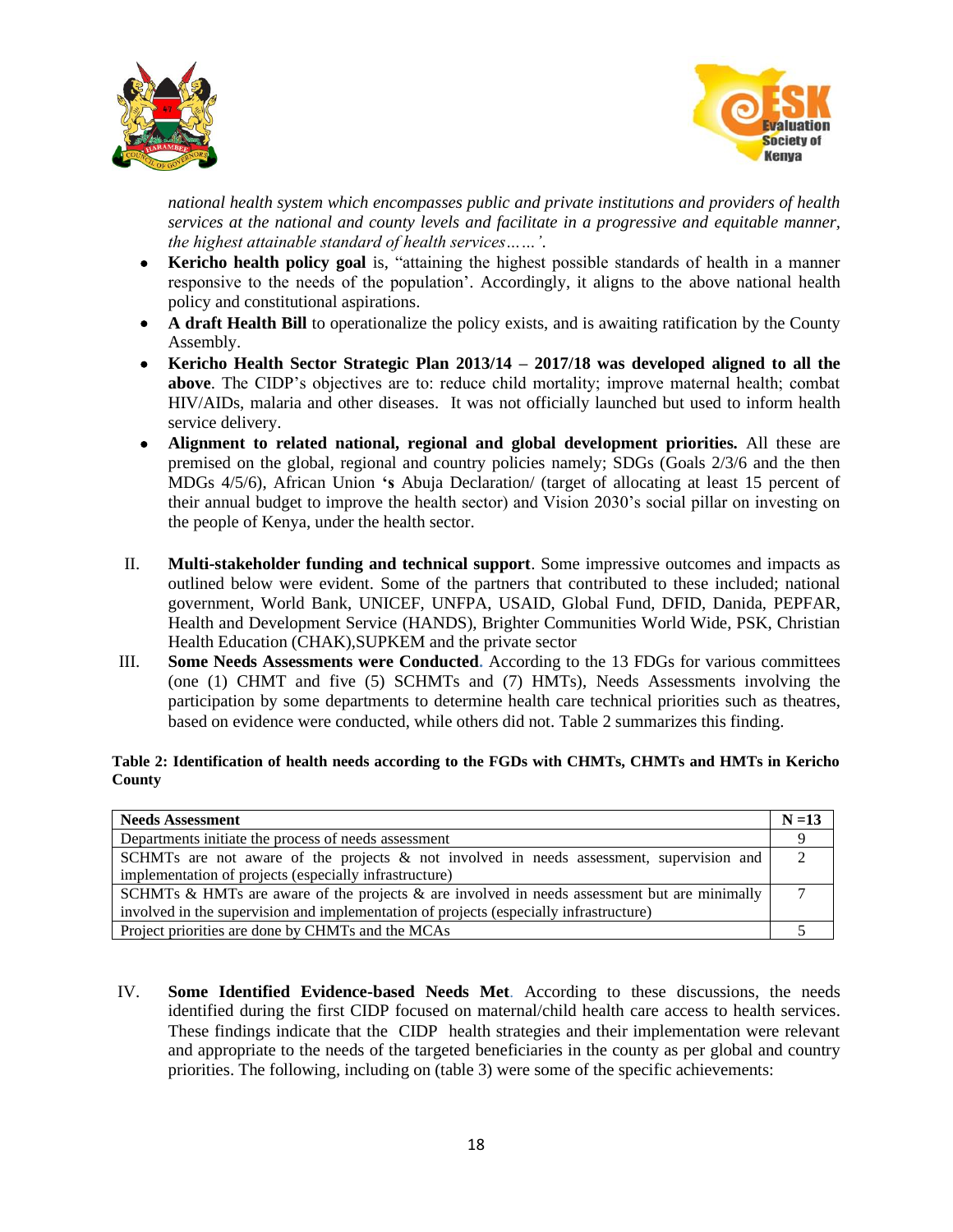*national health system which encompasses public and private institutions and providers of health services at the national and county levels and facilitate in a progressive and equitable manner, the highest attainable standard of health services……'.*

- **Kericho health policy goal** is, "attaining the highest possible standards of health in a manner responsive to the needs of the population'. Accordingly, it aligns to the above national health policy and constitutional aspirations.
- **A draft Health Bill** to operationalize the policy exists, and is awaiting ratification by the County Assembly.
- **Kericho Health Sector Strategic Plan 2013/14 – 2017/18 was developed aligned to all the above**. The CIDP's objectives are to: reduce child mortality; improve maternal health; combat HIV/AIDs, malaria and other diseases. It was not officially launched but used to inform health service delivery.
- **Alignment to related national, regional and global development priorities.** All these are premised on the global, regional and country policies namely; SDGs (Goals 2/3/6 and the then MDGs 4/5/6), African Union **'s** Abuja Declaration/ (target of allocating at least 15 percent of their annual budget to improve the health sector) and Vision 2030's social pillar on investing on the people of Kenya, under the health sector.

II. **Multi-stakeholder funding and technical support**. Some impressive outcomes and impacts as outlined below were evident. Some of the partners that contributed to these included; national government, World Bank, UNICEF, UNFPA, USAID, Global Fund, DFID, Danida, PEPFAR, Health and Development Service (HANDS), Brighter Communities World Wide, PSK, Christian Health Education (CHAK),SUPKEM and the private sector

III. **Some Needs Assessments were Conducted**. According to the 13 FDGs for various committees (one (1) CHMT and five (5) SCHMTs and (7) HMTs), Needs Assessments involving the participation by some departments to determine health care technical priorities such as theatres, based on evidence were conducted, while others did not. Table 2 summarizes this finding.

**Table 2: Identification of health needs according to the FGDs with CHMTs, CHMTs and HMTs in Kericho County**

| Needs Assessment | N =13 |
|---|---|
| Departments initiate the process of needs assessment | 9 |
| SCHMTs are not aware of the projects & not involved in needs assessment, supervision and implementation of projects (especially infrastructure) | 2 |
| SCHMTs & HMTs are aware of the projects & are involved in needs assessment but are minimally involved in the supervision and implementation of projects (especially infrastructure) | 7 |
| Project priorities are done by CHMTs and the MCAs | 5 |

IV. **Some Identified Evidence-based Needs Met**. According to these discussions, the needs identified during the first CIDP focused on maternal/child health care access to health services. These findings indicate that the CIDP health strategies and their implementation were relevant and appropriate to the needs of the targeted beneficiaries in the county as per global and country priorities. The following, including on (table 3) were some of the specific achievements: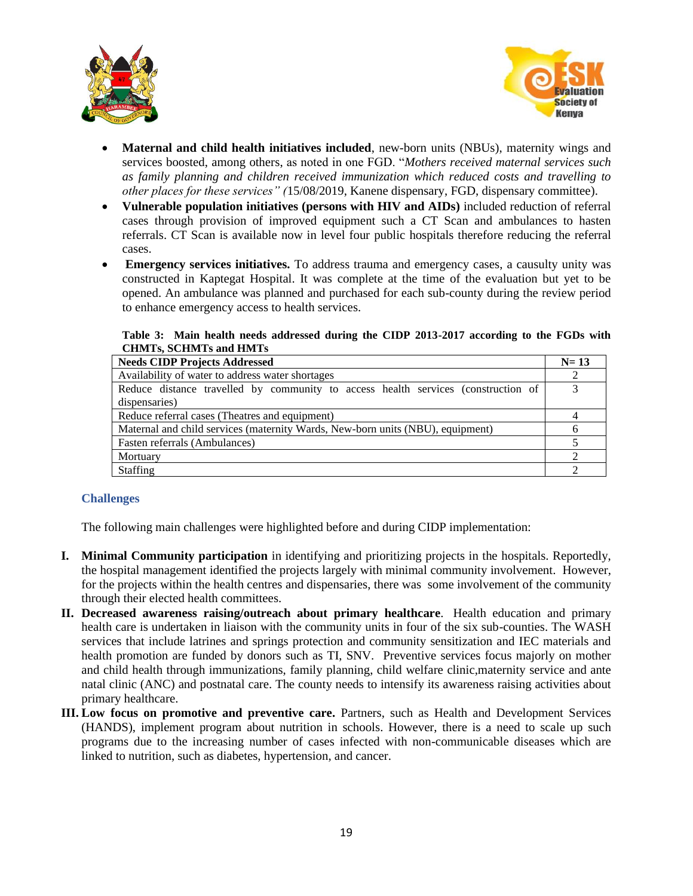- **Maternal and child health initiatives included**, new-born units (NBUs), maternity wings and services boosted, among others, as noted in one FGD. "*Mothers received maternal services such as family planning and children received immunization which reduced costs and travelling to other places for these services" (*15/08/2019, Kanene dispensary, FGD, dispensary committee).
- **Vulnerable population initiatives (persons with HIV and AIDs)** included reduction of referral cases through provision of improved equipment such a CT Scan and ambulances to hasten referrals. CT Scan is available now in level four public hospitals therefore reducing the referral cases.
- **Emergency services initiatives.** To address trauma and emergency cases, a causulty unity was constructed in Kaptegat Hospital. It was complete at the time of the evaluation but yet to be opened. An ambulance was planned and purchased for each sub-county during the review period to enhance emergency access to health services.

**Table 3: Main health needs addressed during the CIDP 2013-2017 according to the FGDs with CHMTs, SCHMTs and HMTs**

| Needs CIDP Projects Addressed | N= 13 |
|---|---|
| Availability of water to address water shortages | 2 |
| Reduce distance travelled by community to access health services (construction of dispensaries) | 3 |
| Reduce referral cases (Theatres and equipment) | 4 |
| Maternal and child services (maternity Wards, New-born units (NBU), equipment) | 6 |
| Fasten referrals (Ambulances) | 5 |
| Mortuary | 2 |
| Staffing | 2 |

### Challenges

The following main challenges were highlighted before and during CIDP implementation:

I. **Minimal Community participation** in identifying and prioritizing projects in the hospitals. Reportedly, the hospital management identified the projects largely with minimal community involvement. However, for the projects within the health centres and dispensaries, there was some involvement of the community through their elected health committees.

II. **Decreased awareness raising/outreach about primary healthcare**. Health education and primary health care is undertaken in liaison with the community units in four of the six sub-counties. The WASH services that include latrines and springs protection and community sensitization and IEC materials and health promotion are funded by donors such as TI, SNV. Preventive services focus majorly on mother and child health through immunizations, family planning, child welfare clinic,maternity service and ante natal clinic (ANC) and postnatal care. The county needs to intensify its awareness raising activities about primary healthcare.

III. **Low focus on promotive and preventive care.** Partners, such as Health and Development Services (HANDS), implement program about nutrition in schools. However, there is a need to scale up such programs due to the increasing number of cases infected with non-communicable diseases which are linked to nutrition, such as diabetes, hypertension, and cancer.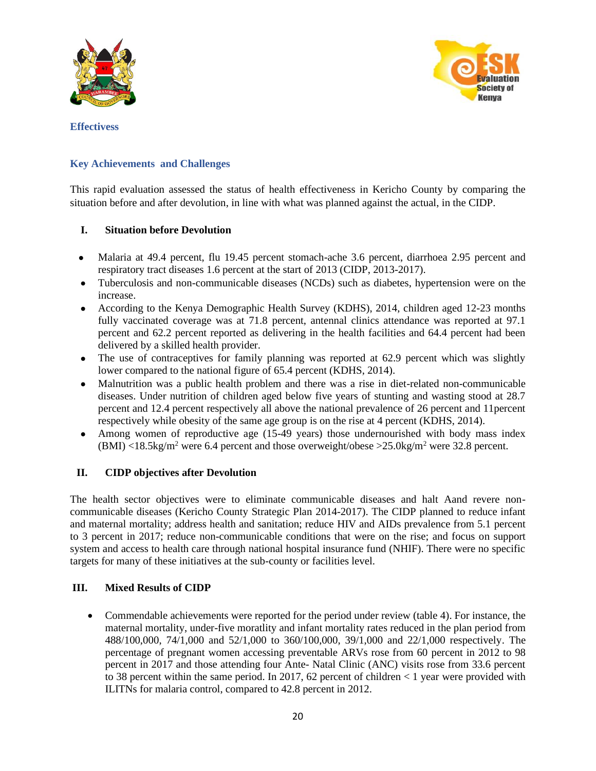## Effectivess

### Key Achievements and Challenges

This rapid evaluation assessed the status of health effectiveness in Kericho County by comparing the situation before and after devolution, in line with what was planned against the actual, in the CIDP.

#### I. Situation before Devolution

- Malaria at 49.4 percent, flu 19.45 percent stomach-ache 3.6 percent, diarrhoea 2.95 percent and respiratory tract diseases 1.6 percent at the start of 2013 (CIDP, 2013-2017).
- Tuberculosis and non-communicable diseases (NCDs) such as diabetes, hypertension were on the increase.
- According to the Kenya Demographic Health Survey (KDHS), 2014, children aged 12-23 months fully vaccinated coverage was at 71.8 percent, antennal clinics attendance was reported at 97.1 percent and 62.2 percent reported as delivering in the health facilities and 64.4 percent had been delivered by a skilled health provider.
- The use of contraceptives for family planning was reported at 62.9 percent which was slightly lower compared to the national figure of 65.4 percent (KDHS, 2014).
- Malnutrition was a public health problem and there was a rise in diet-related non-communicable diseases. Under nutrition of children aged below five years of stunting and wasting stood at 28.7 percent and 12.4 percent respectively all above the national prevalence of 26 percent and 11percent respectively while obesity of the same age group is on the rise at 4 percent (KDHS, 2014).
- Among women of reproductive age (15-49 years) those undernourished with body mass index (BMI) <18.5kg/m$^2$ were 6.4 percent and those overweight/obese >25.0kg/m$^2$ were 32.8 percent.

#### II. CIDP objectives after Devolution

The health sector objectives were to eliminate communicable diseases and halt Aand revere non-communicable diseases (Kericho County Strategic Plan 2014-2017). The CIDP planned to reduce infant and maternal mortality; address health and sanitation; reduce HIV and AIDs prevalence from 5.1 percent to 3 percent in 2017; reduce non-communicable conditions that were on the rise; and focus on support system and access to health care through national hospital insurance fund (NHIF). There were no specific targets for many of these initiatives at the sub-county or facilities level.

#### III. Mixed Results of CIDP

- Commendable achievements were reported for the period under review (table 4). For instance, the maternal mortality, under-five moratlity and infant mortality rates reduced in the plan period from 488/100,000, 74/1,000 and 52/1,000 to 360/100,000, 39/1,000 and 22/1,000 respectively. The percentage of pregnant women accessing preventable ARVs rose from 60 percent in 2012 to 98 percent in 2017 and those attending four Ante- Natal Clinic (ANC) visits rose from 33.6 percent to 38 percent within the same period. In 2017, 62 percent of children < 1 year were provided with ILITNs for malaria control, compared to 42.8 percent in 2012.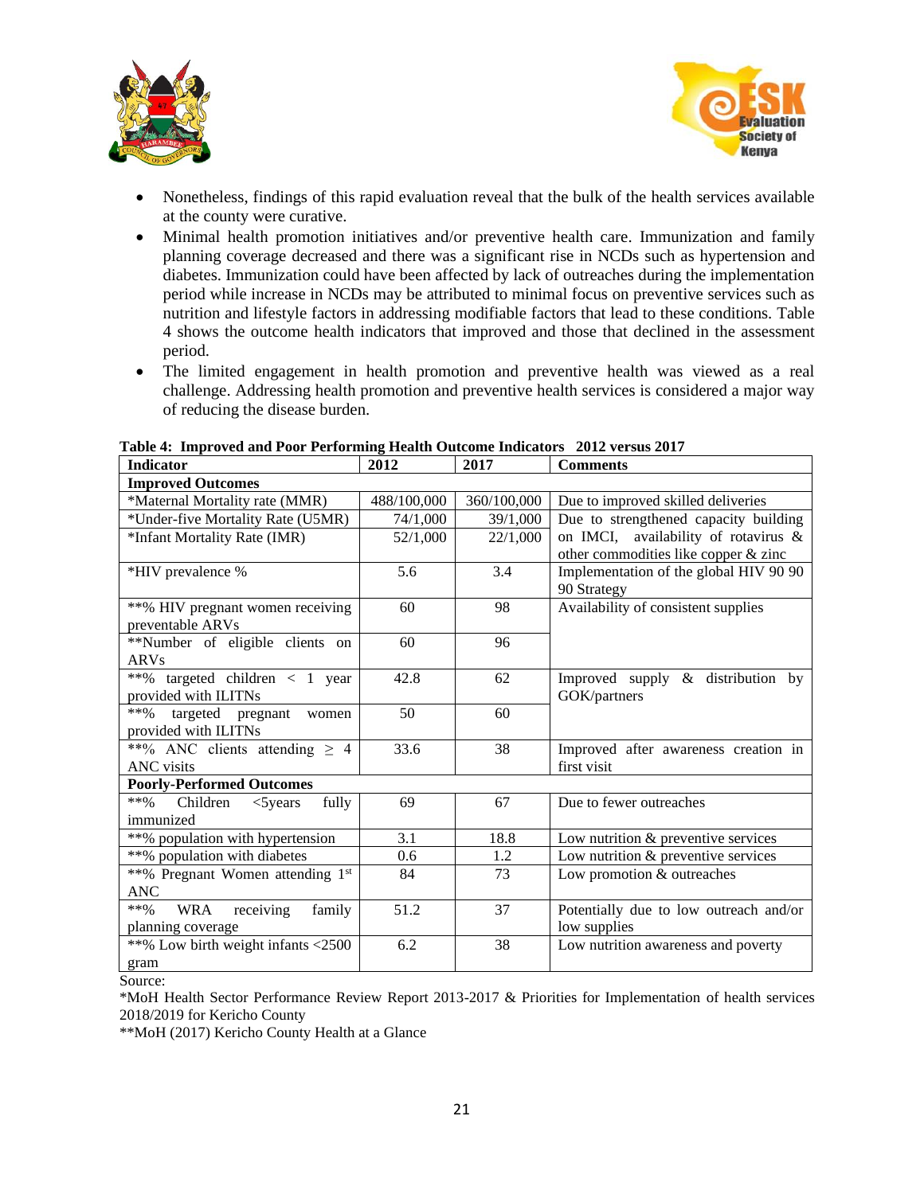- Nonetheless, findings of this rapid evaluation reveal that the bulk of the health services available at the county were curative.
- Minimal health promotion initiatives and/or preventive health care. Immunization and family planning coverage decreased and there was a significant rise in NCDs such as hypertension and diabetes. Immunization could have been affected by lack of outreaches during the implementation period while increase in NCDs may be attributed to minimal focus on preventive services such as nutrition and lifestyle factors in addressing modifiable factors that lead to these conditions. Table 4 shows the outcome health indicators that improved and those that declined in the assessment period.
- The limited engagement in health promotion and preventive health was viewed as a real challenge. Addressing health promotion and preventive health services is considered a major way of reducing the disease burden.

**Table 4: Improved and Poor Performing Health Outcome Indicators 2012 versus 2017**

| Indicator | 2012 | 2017 | Comments |
|---|---|---|---|
| **Improved Outcomes** | | | |
| *Maternal Mortality rate (MMR) | 488/100,000 | 360/100,000 | Due to improved skilled deliveries |
| *Under-five Mortality Rate (U5MR) | 74/1,000 | 39/1,000 | Due to strengthened capacity building on IMCI, availability of rotavirus & other commodities like copper & zinc |
| *Infant Mortality Rate (IMR) | 52/1,000 | 22/1,000 | |
| *HIV prevalence % | 5.6 | 3.4 | Implementation of the global HIV 90 90 90 Strategy |
| **% HIV pregnant women receiving preventable ARVs | 60 | 98 | Availability of consistent supplies |
| **Number of eligible clients on ARVs | 60 | 96 | |
| **% targeted children < 1 year provided with ILITNs | 42.8 | 62 | Improved supply & distribution by GOK/partners |
| **% targeted pregnant women provided with ILITNs | 50 | 60 | |
| **% ANC clients attending ≥ 4 ANC visits | 33.6 | 38 | Improved after awareness creation in first visit |
| **Poorly-Performed Outcomes** | | | |
| **% Children <5years fully immunized | 69 | 67 | Due to fewer outreaches |
| **% population with hypertension | 3.1 | 18.8 | Low nutrition & preventive services |
| **% population with diabetes | 0.6 | 1.2 | Low nutrition & preventive services |
| **% Pregnant Women attending 1st ANC | 84 | 73 | Low promotion & outreaches |
| **% WRA receiving family planning coverage | 51.2 | 37 | Potentially due to low outreach and/or low supplies |
| **% Low birth weight infants <2500 gram | 6.2 | 38 | Low nutrition awareness and poverty |

Source:

*MoH Health Sector Performance Review Report 2013-2017 & Priorities for Implementation of health services 2018/2019 for Kericho County

**MoH (2017) Kericho County Health at a Glance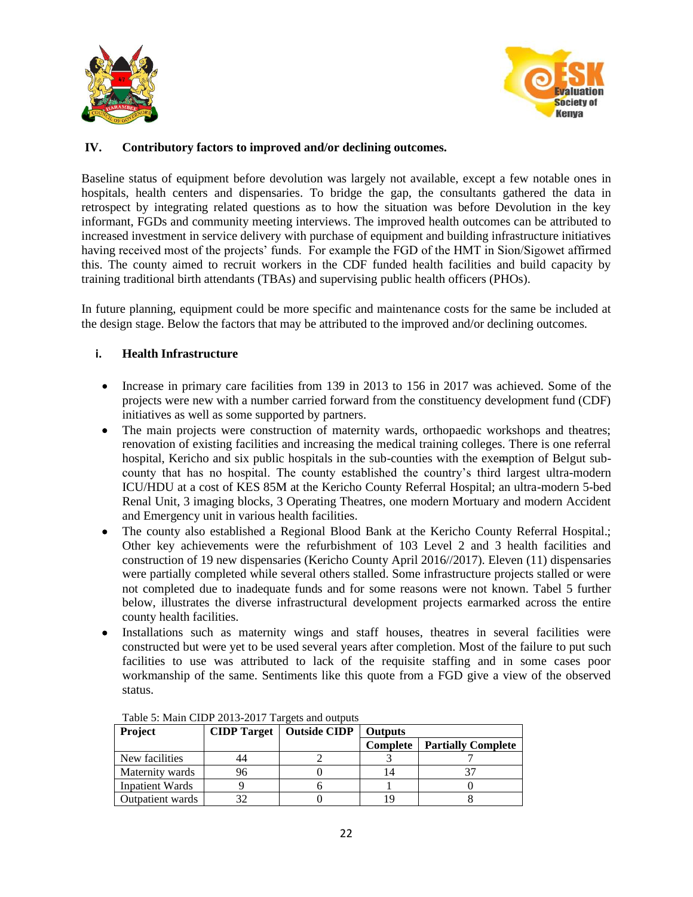## IV. Contributory factors to improved and/or declining outcomes.

Baseline status of equipment before devolution was largely not available, except a few notable ones in hospitals, health centers and dispensaries. To bridge the gap, the consultants gathered the data in retrospect by integrating related questions as to how the situation was before Devolution in the key informant, FGDs and community meeting interviews. The improved health outcomes can be attributed to increased investment in service delivery with purchase of equipment and building infrastructure initiatives having received most of the projects' funds. For example the FGD of the HMT in Sion/Sigowet affirmed this. The county aimed to recruit workers in the CDF funded health facilities and build capacity by training traditional birth attendants (TBAs) and supervising public health officers (PHOs).

In future planning, equipment could be more specific and maintenance costs for the same be included at the design stage. Below the factors that may be attributed to the improved and/or declining outcomes.

### i. Health Infrastructure

- Increase in primary care facilities from 139 in 2013 to 156 in 2017 was achieved. Some of the projects were new with a number carried forward from the constituency development fund (CDF) initiatives as well as some supported by partners.
- The main projects were construction of maternity wards, orthopaedic workshops and theatres; renovation of existing facilities and increasing the medical training colleges. There is one referral hospital, Kericho and six public hospitals in the sub-counties with the exemption of Belgut sub-county that has no hospital. The county established the country's third largest ultra-modern ICU/HDU at a cost of KES 85M at the Kericho County Referral Hospital; an ultra-modern 5-bed Renal Unit, 3 imaging blocks, 3 Operating Theatres, one modern Mortuary and modern Accident and Emergency unit in various health facilities.
- The county also established a Regional Blood Bank at the Kericho County Referral Hospital.; Other key achievements were the refurbishment of 103 Level 2 and 3 health facilities and construction of 19 new dispensaries (Kericho County April 2016//2017). Eleven (11) dispensaries were partially completed while several others stalled. Some infrastructure projects stalled or were not completed due to inadequate funds and for some reasons were not known. Tabel 5 further below, illustrates the diverse infrastructural development projects earmarked across the entire county health facilities.
- Installations such as maternity wings and staff houses, theatres in several facilities were constructed but were yet to be used several years after completion. Most of the failure to put such facilities to use was attributed to lack of the requisite staffing and in some cases poor workmanship of the same. Sentiments like this quote from a FGD give a view of the observed status.

Table 5: Main CIDP 2013-2017 Targets and outputs

| Project | CIDP Target | Outside CIDP | Outputs | |
|---|---|---|---|---|
| | | | Complete | Partially Complete |
| New facilities | 44 | 2 | 3 | 7 |
| Maternity wards | 96 | 0 | 14 | 37 |
| Inpatient Wards | 9 | 6 | 1 | 0 |
| Outpatient wards | 32 | 0 | 19 | 8 |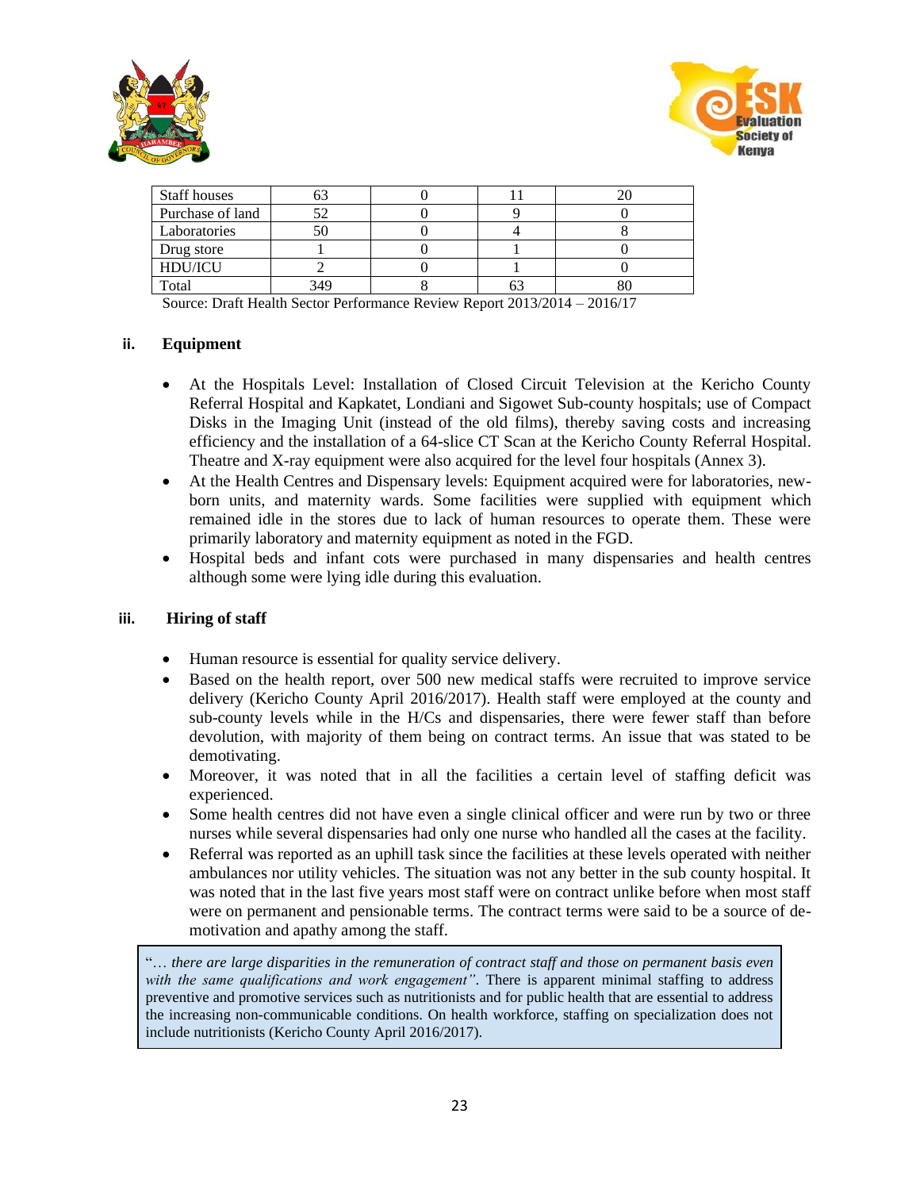| Staff houses | 63 | 0 | 11 | 20 |
|---|---|---|---|---|
| Purchase of land | 52 | 0 | 9 | 0 |
| Laboratories | 50 | 0 | 4 | 8 |
| Drug store | 1 | 0 | 1 | 0 |
| HDU/ICU | 2 | 0 | 1 | 0 |
| Total | 349 | 8 | 63 | 80 |

Source: Draft Health Sector Performance Review Report 2013/2014 – 2016/17

### ii. Equipment

- At the Hospitals Level: Installation of Closed Circuit Television at the Kericho County Referral Hospital and Kapkatet, Londiani and Sigowet Sub-county hospitals; use of Compact Disks in the Imaging Unit (instead of the old films), thereby saving costs and increasing efficiency and the installation of a 64-slice CT Scan at the Kericho County Referral Hospital. Theatre and X-ray equipment were also acquired for the level four hospitals (Annex 3).
- At the Health Centres and Dispensary levels: Equipment acquired were for laboratories, new-born units, and maternity wards. Some facilities were supplied with equipment which remained idle in the stores due to lack of human resources to operate them. These were primarily laboratory and maternity equipment as noted in the FGD.
- Hospital beds and infant cots were purchased in many dispensaries and health centres although some were lying idle during this evaluation.

### iii. Hiring of staff

- Human resource is essential for quality service delivery.
- Based on the health report, over 500 new medical staffs were recruited to improve service delivery (Kericho County April 2016/2017). Health staff were employed at the county and sub-county levels while in the H/Cs and dispensaries, there were fewer staff than before devolution, with majority of them being on contract terms. An issue that was stated to be demotivating.
- Moreover, it was noted that in all the facilities a certain level of staffing deficit was experienced.
- Some health centres did not have even a single clinical officer and were run by two or three nurses while several dispensaries had only one nurse who handled all the cases at the facility.
- Referral was reported as an uphill task since the facilities at these levels operated with neither ambulances nor utility vehicles. The situation was not any better in the sub county hospital. It was noted that in the last five years most staff were on contract unlike before when most staff were on permanent and pensionable terms. The contract terms were said to be a source of de-motivation and apathy among the staff.

> "*… there are large disparities in the remuneration of contract staff and those on permanent basis even with the same qualifications and work engagement"*. There is apparent minimal staffing to address preventive and promotive services such as nutritionists and for public health that are essential to address the increasing non-communicable conditions. On health workforce, staffing on specialization does not include nutritionists (Kericho County April 2016/2017).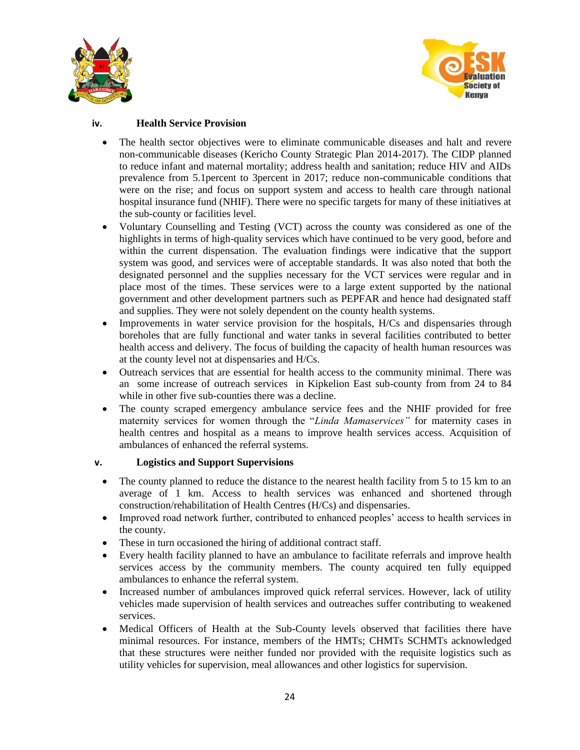### iv. Health Service Provision

- The health sector objectives were to eliminate communicable diseases and halt and revere non-communicable diseases (Kericho County Strategic Plan 2014-2017). The CIDP planned to reduce infant and maternal mortality; address health and sanitation; reduce HIV and AIDs prevalence from 5.1percent to 3percent in 2017; reduce non-communicable conditions that were on the rise; and focus on support system and access to health care through national hospital insurance fund (NHIF). There were no specific targets for many of these initiatives at the sub-county or facilities level.
- Voluntary Counselling and Testing (VCT) across the county was considered as one of the highlights in terms of high-quality services which have continued to be very good, before and within the current dispensation. The evaluation findings were indicative that the support system was good, and services were of acceptable standards. It was also noted that both the designated personnel and the supplies necessary for the VCT services were regular and in place most of the times. These services were to a large extent supported by the national government and other development partners such as PEPFAR and hence had designated staff and supplies. They were not solely dependent on the county health systems.
- Improvements in water service provision for the hospitals, H/Cs and dispensaries through boreholes that are fully functional and water tanks in several facilities contributed to better health access and delivery. The focus of building the capacity of health human resources was at the county level not at dispensaries and H/Cs.
- Outreach services that are essential for health access to the community minimal. There was an some increase of outreach services in Kipkelion East sub-county from from 24 to 84 while in other five sub-counties there was a decline.
- The county scraped emergency ambulance service fees and the NHIF provided for free maternity services for women through the "*Linda Mamaservices"* for maternity cases in health centres and hospital as a means to improve health services access. Acquisition of ambulances of enhanced the referral systems.

### v. Logistics and Support Supervisions

- The county planned to reduce the distance to the nearest health facility from 5 to 15 km to an average of 1 km. Access to health services was enhanced and shortened through construction/rehabilitation of Health Centres (H/Cs) and dispensaries.
- Improved road network further, contributed to enhanced peoples' access to health services in the county.
- These in turn occasioned the hiring of additional contract staff.
- Every health facility planned to have an ambulance to facilitate referrals and improve health services access by the community members. The county acquired ten fully equipped ambulances to enhance the referral system.
- Increased number of ambulances improved quick referral services. However, lack of utility vehicles made supervision of health services and outreaches suffer contributing to weakened services.
- Medical Officers of Health at the Sub-County levels observed that facilities there have minimal resources. For instance, members of the HMTs; CHMTs SCHMTs acknowledged that these structures were neither funded nor provided with the requisite logistics such as utility vehicles for supervision, meal allowances and other logistics for supervision.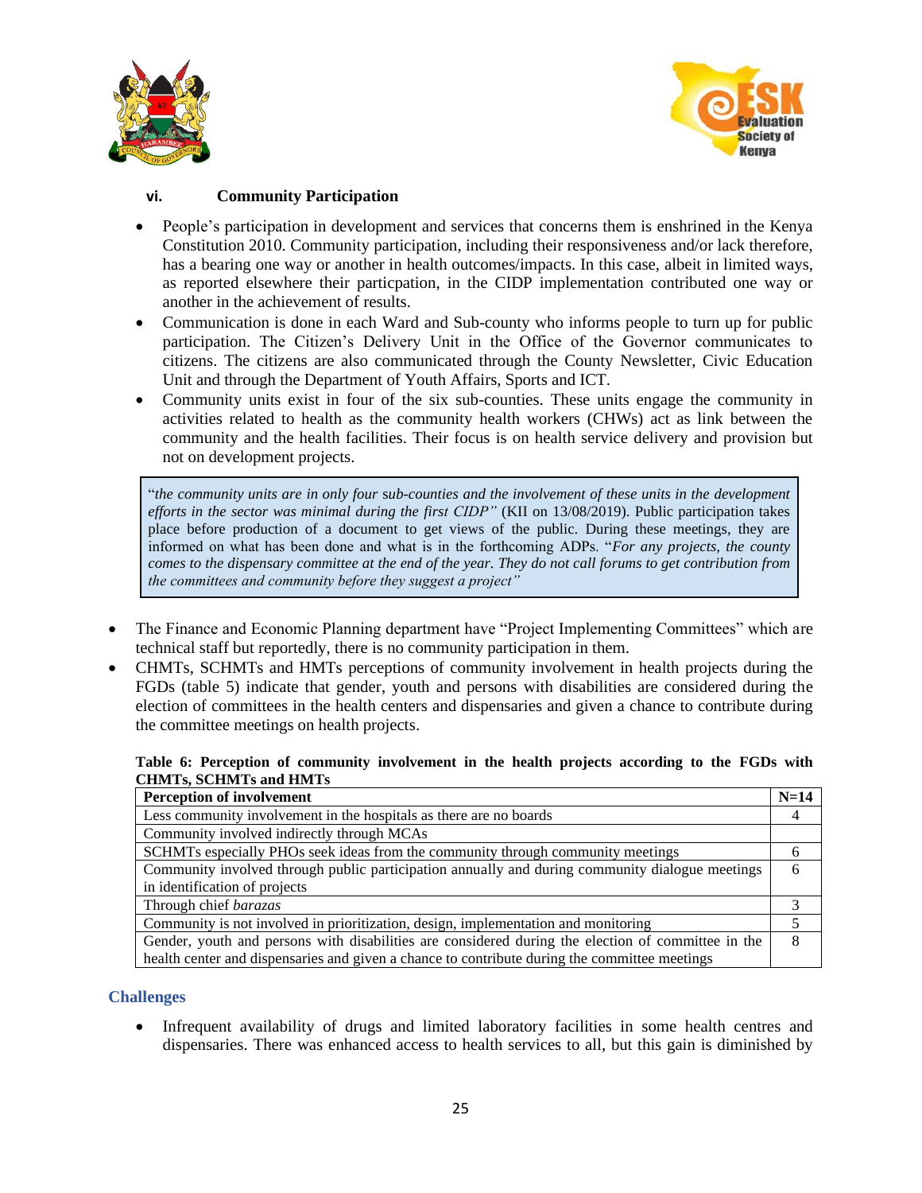### vi. Community Participation

- People's participation in development and services that concerns them is enshrined in the Kenya Constitution 2010. Community participation, including their responsiveness and/or lack therefore, has a bearing one way or another in health outcomes/impacts. In this case, albeit in limited ways, as reported elsewhere their particpation, in the CIDP implementation contributed one way or another in the achievement of results.
- Communication is done in each Ward and Sub-county who informs people to turn up for public participation. The Citizen's Delivery Unit in the Office of the Governor communicates to citizens. The citizens are also communicated through the County Newsletter, Civic Education Unit and through the Department of Youth Affairs, Sports and ICT.
- Community units exist in four of the six sub-counties. These units engage the community in activities related to health as the community health workers (CHWs) act as link between the community and the health facilities. Their focus is on health service delivery and provision but not on development projects.

> "*the community units are in only four sub-counties and the involvement of these units in the development efforts in the sector was minimal during the first CIDP"* (KII on 13/08/2019). Public participation takes place before production of a document to get views of the public. During these meetings, they are informed on what has been done and what is in the forthcoming ADPs. "*For any projects, the county comes to the dispensary committee at the end of the year. They do not call forums to get contribution from the committees and community before they suggest a project"*

- The Finance and Economic Planning department have "Project Implementing Committees" which are technical staff but reportedly, there is no community participation in them.
- CHMTs, SCHMTs and HMTs perceptions of community involvement in health projects during the FGDs (table 5) indicate that gender, youth and persons with disabilities are considered during the election of committees in the health centers and dispensaries and given a chance to contribute during the committee meetings on health projects.

**Table 6: Perception of community involvement in the health projects according to the FGDs with CHMTs, SCHMTs and HMTs**

| Perception of involvement | N=14 |
|---|---|
| Less community involvement in the hospitals as there are no boards | 4 |
| Community involved indirectly through MCAs | |
| SCHMTs especially PHOs seek ideas from the community through community meetings | 6 |
| Community involved through public participation annually and during community dialogue meetings in identification of projects | 6 |
| Through chief *barazas* | 3 |
| Community is not involved in prioritization, design, implementation and monitoring | 5 |
| Gender, youth and persons with disabilities are considered during the election of committee in the health center and dispensaries and given a chance to contribute during the committee meetings | 8 |

#### Challenges

- Infrequent availability of drugs and limited laboratory facilities in some health centres and dispensaries. There was enhanced access to health services to all, but this gain is diminished by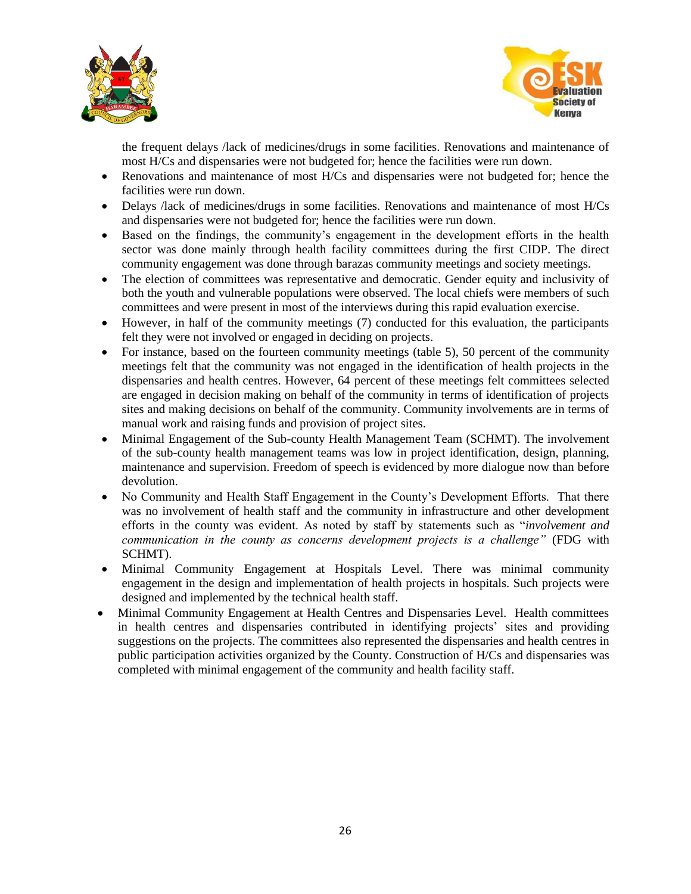the frequent delays /lack of medicines/drugs in some facilities. Renovations and maintenance of most H/Cs and dispensaries were not budgeted for; hence the facilities were run down.

- Renovations and maintenance of most H/Cs and dispensaries were not budgeted for; hence the facilities were run down.
- Delays /lack of medicines/drugs in some facilities. Renovations and maintenance of most H/Cs and dispensaries were not budgeted for; hence the facilities were run down.
- Based on the findings, the community's engagement in the development efforts in the health sector was done mainly through health facility committees during the first CIDP. The direct community engagement was done through barazas community meetings and society meetings.
- The election of committees was representative and democratic. Gender equity and inclusivity of both the youth and vulnerable populations were observed. The local chiefs were members of such committees and were present in most of the interviews during this rapid evaluation exercise.
- However, in half of the community meetings (7) conducted for this evaluation, the participants felt they were not involved or engaged in deciding on projects.
- For instance, based on the fourteen community meetings (table 5), 50 percent of the community meetings felt that the community was not engaged in the identification of health projects in the dispensaries and health centres. However, 64 percent of these meetings felt committees selected are engaged in decision making on behalf of the community in terms of identification of projects sites and making decisions on behalf of the community. Community involvements are in terms of manual work and raising funds and provision of project sites.
- Minimal Engagement of the Sub-county Health Management Team (SCHMT). The involvement of the sub-county health management teams was low in project identification, design, planning, maintenance and supervision. Freedom of speech is evidenced by more dialogue now than before devolution.
- No Community and Health Staff Engagement in the County's Development Efforts. That there was no involvement of health staff and the community in infrastructure and other development efforts in the county was evident. As noted by staff by statements such as "*involvement and communication in the county as concerns development projects is a challenge"* (FDG with SCHMT).
- Minimal Community Engagement at Hospitals Level. There was minimal community engagement in the design and implementation of health projects in hospitals. Such projects were designed and implemented by the technical health staff.
- Minimal Community Engagement at Health Centres and Dispensaries Level. Health committees in health centres and dispensaries contributed in identifying projects' sites and providing suggestions on the projects. The committees also represented the dispensaries and health centres in public participation activities organized by the County. Construction of H/Cs and dispensaries was completed with minimal engagement of the community and health facility staff.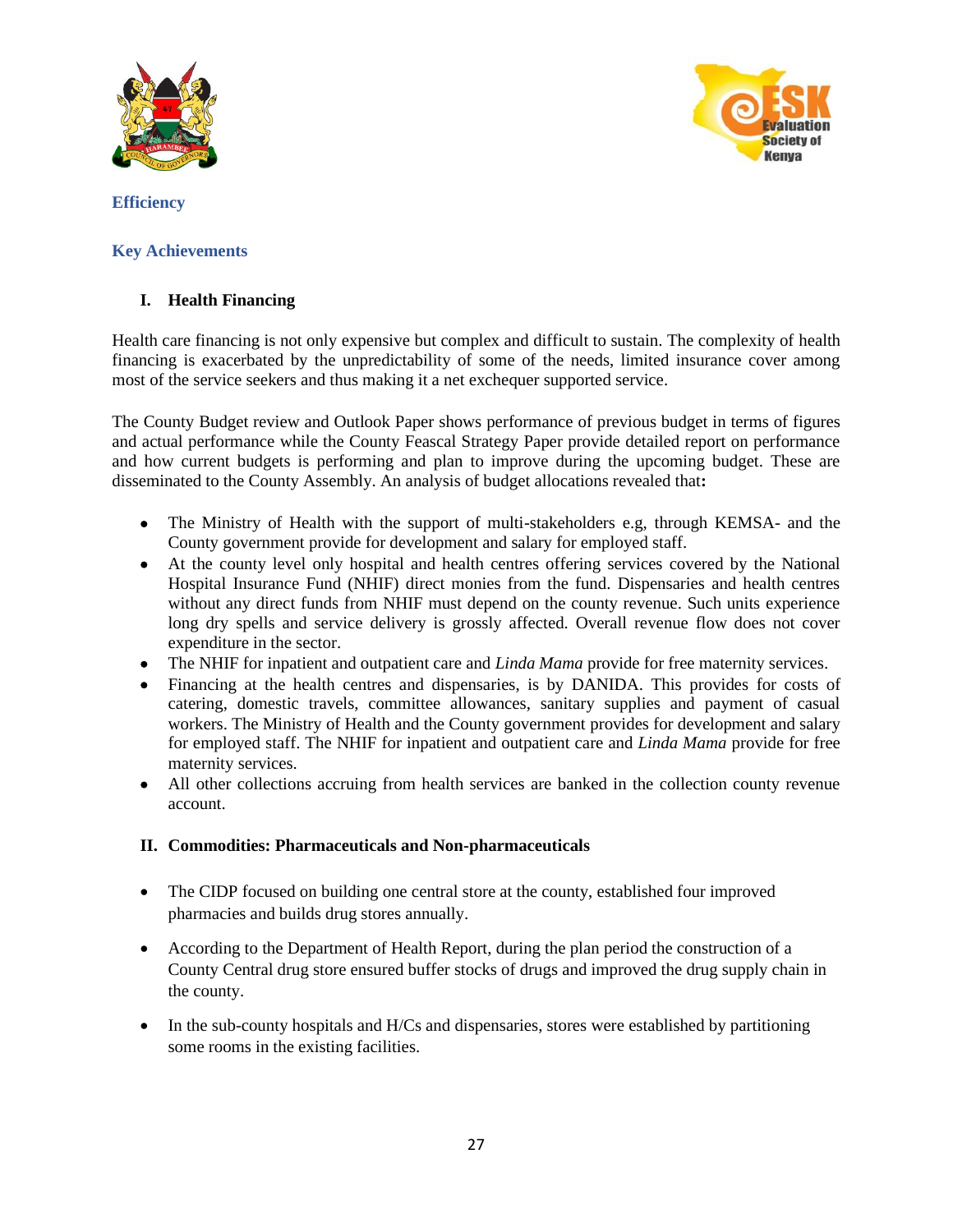## Efficiency

### Key Achievements

#### I. Health Financing

Health care financing is not only expensive but complex and difficult to sustain. The complexity of health financing is exacerbated by the unpredictability of some of the needs, limited insurance cover among most of the service seekers and thus making it a net exchequer supported service.

The County Budget review and Outlook Paper shows performance of previous budget in terms of figures and actual performance while the County Feascal Strategy Paper provide detailed report on performance and how current budgets is performing and plan to improve during the upcoming budget. These are disseminated to the County Assembly. An analysis of budget allocations revealed that**:**

- The Ministry of Health with the support of multi-stakeholders e.g, through KEMSA- and the County government provide for development and salary for employed staff.
- At the county level only hospital and health centres offering services covered by the National Hospital Insurance Fund (NHIF) direct monies from the fund. Dispensaries and health centres without any direct funds from NHIF must depend on the county revenue. Such units experience long dry spells and service delivery is grossly affected. Overall revenue flow does not cover expenditure in the sector.
- The NHIF for inpatient and outpatient care and *Linda Mama* provide for free maternity services.
- Financing at the health centres and dispensaries, is by DANIDA. This provides for costs of catering, domestic travels, committee allowances, sanitary supplies and payment of casual workers. The Ministry of Health and the County government provides for development and salary for employed staff. The NHIF for inpatient and outpatient care and *Linda Mama* provide for free maternity services.
- All other collections accruing from health services are banked in the collection county revenue account.

#### II. Commodities: Pharmaceuticals and Non-pharmaceuticals

- The CIDP focused on building one central store at the county, established four improved pharmacies and builds drug stores annually.
- According to the Department of Health Report, during the plan period the construction of a County Central drug store ensured buffer stocks of drugs and improved the drug supply chain in the county.
- In the sub-county hospitals and H/Cs and dispensaries, stores were established by partitioning some rooms in the existing facilities.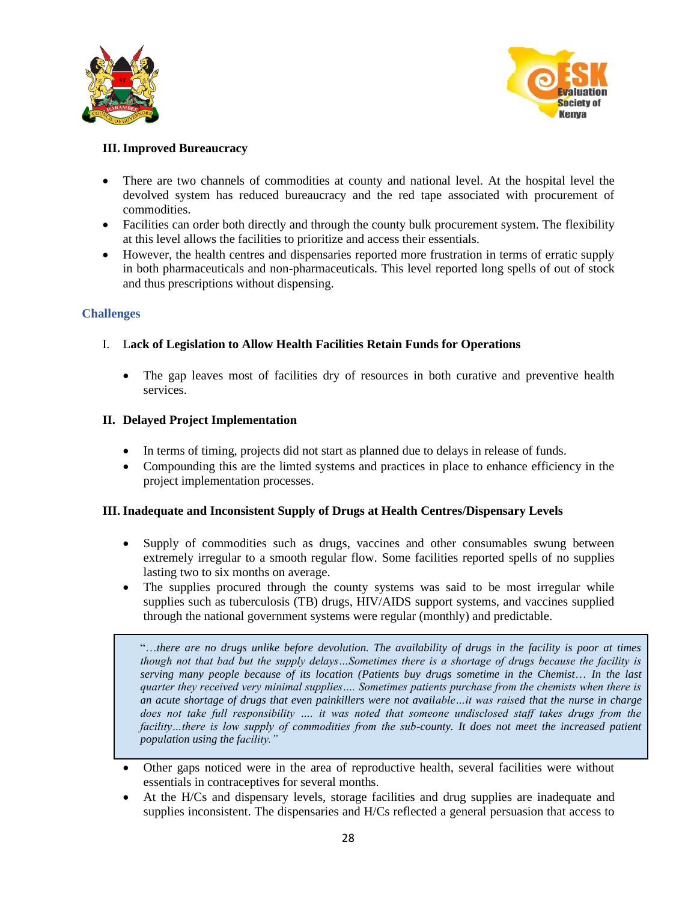### III. Improved Bureaucracy

- There are two channels of commodities at county and national level. At the hospital level the devolved system has reduced bureaucracy and the red tape associated with procurement of commodities.
- Facilities can order both directly and through the county bulk procurement system. The flexibility at this level allows the facilities to prioritize and access their essentials.
- However, the health centres and dispensaries reported more frustration in terms of erratic supply in both pharmaceuticals and non-pharmaceuticals. This level reported long spells of out of stock and thus prescriptions without dispensing.

## Challenges

### I. Lack of Legislation to Allow Health Facilities Retain Funds for Operations

- The gap leaves most of facilities dry of resources in both curative and preventive health services.

### II. Delayed Project Implementation

- In terms of timing, projects did not start as planned due to delays in release of funds.
- Compounding this are the limted systems and practices in place to enhance efficiency in the project implementation processes.

### III. Inadequate and Inconsistent Supply of Drugs at Health Centres/Dispensary Levels

- Supply of commodities such as drugs, vaccines and other consumables swung between extremely irregular to a smooth regular flow. Some facilities reported spells of no supplies lasting two to six months on average.
- The supplies procured through the county systems was said to be most irregular while supplies such as tuberculosis (TB) drugs, HIV/AIDS support systems, and vaccines supplied through the national government systems were regular (monthly) and predictable.

> "*…there are no drugs unlike before devolution. The availability of drugs in the facility is poor at times though not that bad but the supply delays…Sometimes there is a shortage of drugs because the facility is serving many people because of its location (Patients buy drugs sometime in the Chemist… In the last quarter they received very minimal supplies…. Sometimes patients purchase from the chemists when there is an acute shortage of drugs that even painkillers were not available…it was raised that the nurse in charge does not take full responsibility …. it was noted that someone undisclosed staff takes drugs from the facility…there is low supply of commodities from the sub-county. It does not meet the increased patient population using the facility."*

- Other gaps noticed were in the area of reproductive health, several facilities were without essentials in contraceptives for several months.
- At the H/Cs and dispensary levels, storage facilities and drug supplies are inadequate and supplies inconsistent. The dispensaries and H/Cs reflected a general persuasion that access to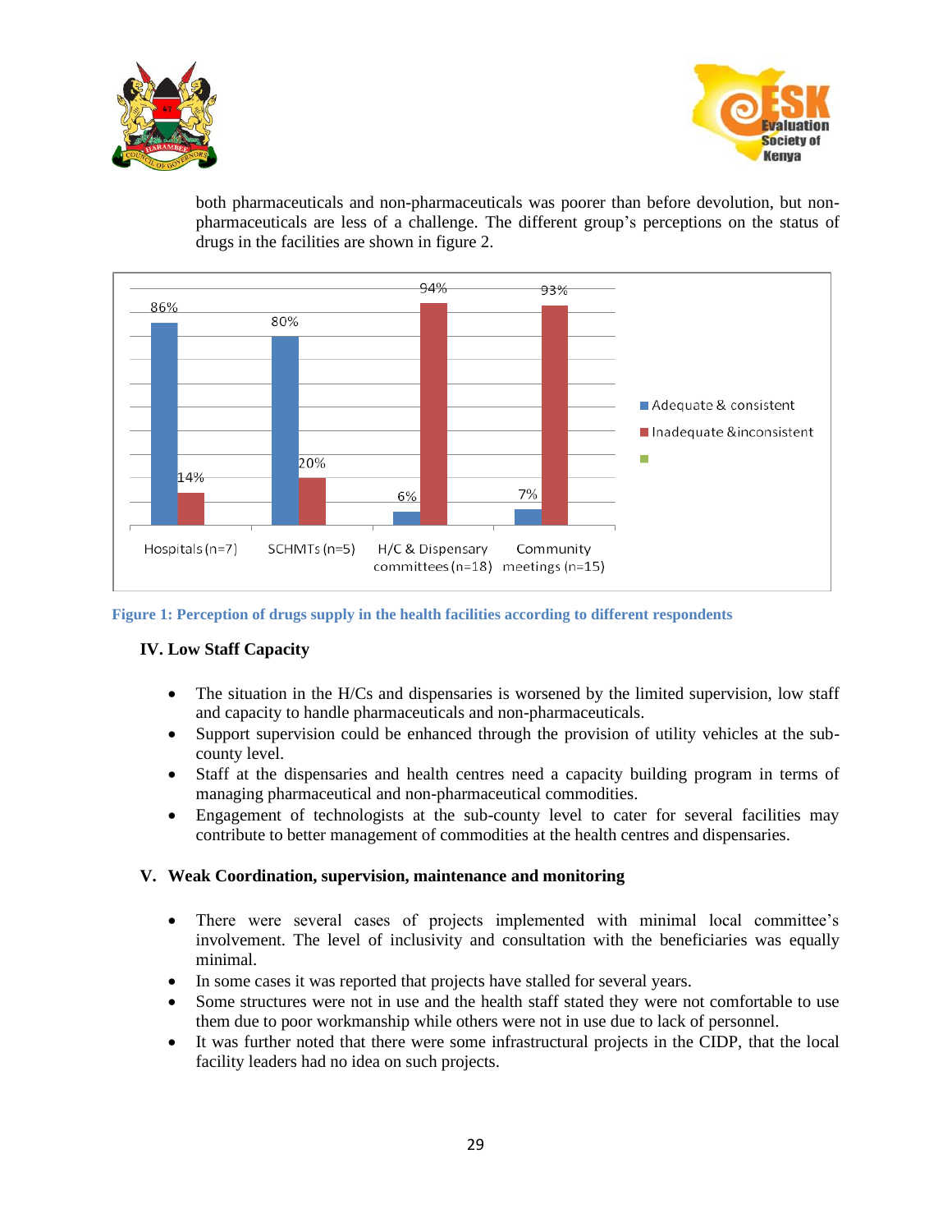both pharmaceuticals and non-pharmaceuticals was poorer than before devolution, but non-pharmaceuticals are less of a challenge. The different group's perceptions on the status of drugs in the facilities are shown in figure 2.

| | Hospitals (n=7) | SCHMTs (n=5) | H/C & Dispensary committees (n=18) | Community meetings (n=15) |
|---|---|---|---|---|
| Adequate & consistent | 86% | 80% | 6% | 7% |
| Inadequate &inconsistent | 14% | 20% | 94% | 93% |

**Figure 1: Perception of drugs supply in the health facilities according to different respondents**

### IV. Low Staff Capacity

- The situation in the H/Cs and dispensaries is worsened by the limited supervision, low staff and capacity to handle pharmaceuticals and non-pharmaceuticals.
- Support supervision could be enhanced through the provision of utility vehicles at the sub-county level.
- Staff at the dispensaries and health centres need a capacity building program in terms of managing pharmaceutical and non-pharmaceutical commodities.
- Engagement of technologists at the sub-county level to cater for several facilities may contribute to better management of commodities at the health centres and dispensaries.

### V. Weak Coordination, supervision, maintenance and monitoring

- There were several cases of projects implemented with minimal local committee's involvement. The level of inclusivity and consultation with the beneficiaries was equally minimal.
- In some cases it was reported that projects have stalled for several years.
- Some structures were not in use and the health staff stated they were not comfortable to use them due to poor workmanship while others were not in use due to lack of personnel.
- It was further noted that there were some infrastructural projects in the CIDP, that the local facility leaders had no idea on such projects.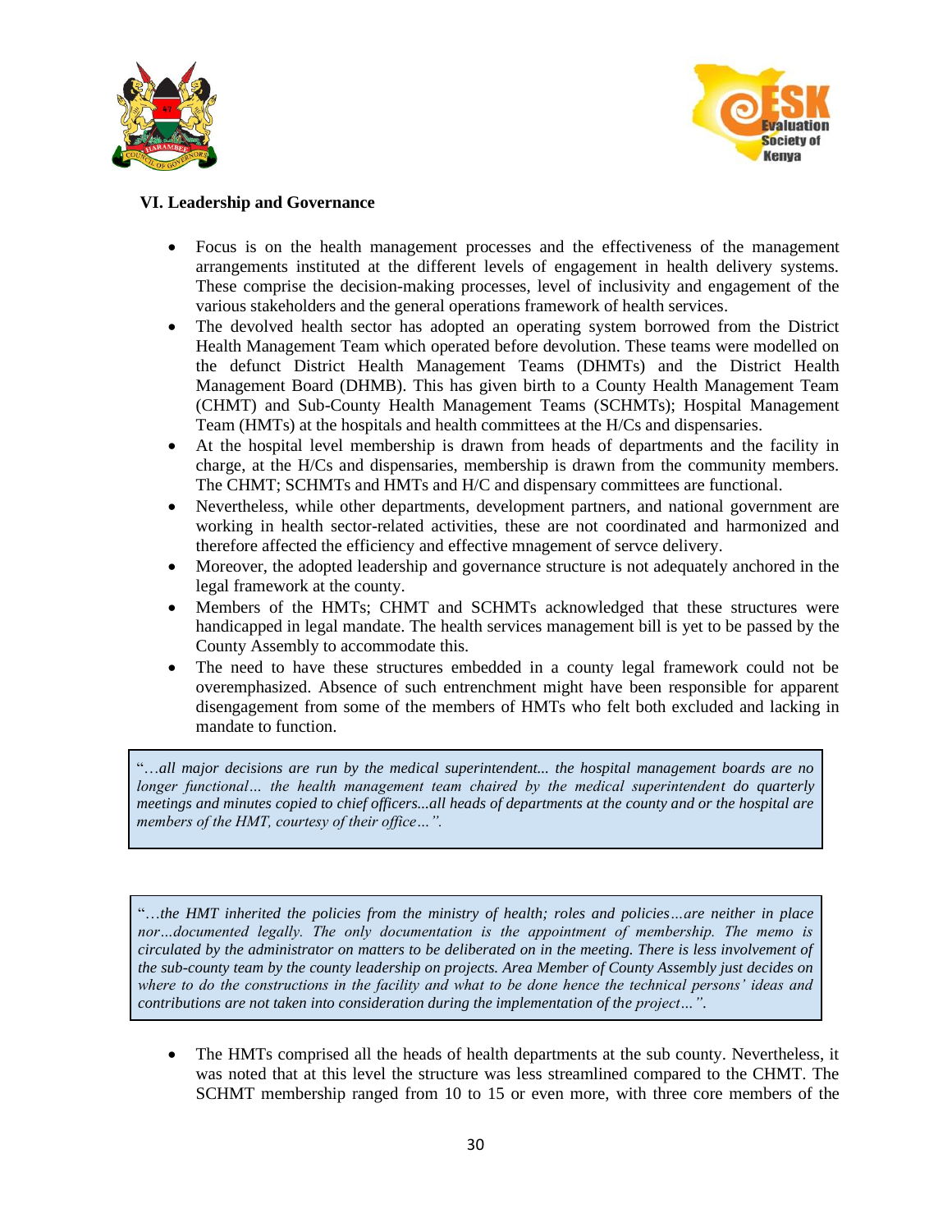### VI. Leadership and Governance

- Focus is on the health management processes and the effectiveness of the management arrangements instituted at the different levels of engagement in health delivery systems. These comprise the decision-making processes, level of inclusivity and engagement of the various stakeholders and the general operations framework of health services.
- The devolved health sector has adopted an operating system borrowed from the District Health Management Team which operated before devolution. These teams were modelled on the defunct District Health Management Teams (DHMTs) and the District Health Management Board (DHMB). This has given birth to a County Health Management Team (CHMT) and Sub-County Health Management Teams (SCHMTs); Hospital Management Team (HMTs) at the hospitals and health committees at the H/Cs and dispensaries.
- At the hospital level membership is drawn from heads of departments and the facility in charge, at the H/Cs and dispensaries, membership is drawn from the community members. The CHMT; SCHMTs and HMTs and H/C and dispensary committees are functional.
- Nevertheless, while other departments, development partners, and national government are working in health sector-related activities, these are not coordinated and harmonized and therefore affected the efficiency and effective mnagement of servce delivery.
- Moreover, the adopted leadership and governance structure is not adequately anchored in the legal framework at the county.
- Members of the HMTs; CHMT and SCHMTs acknowledged that these structures were handicapped in legal mandate. The health services management bill is yet to be passed by the County Assembly to accommodate this.
- The need to have these structures embedded in a county legal framework could not be overemphasized. Absence of such entrenchment might have been responsible for apparent disengagement from some of the members of HMTs who felt both excluded and lacking in mandate to function.

> "*…all major decisions are run by the medical superintendent... the hospital management boards are no longer functional… the health management team chaired by the medical superintendent do quarterly meetings and minutes copied to chief officers...all heads of departments at the county and or the hospital are members of the HMT, courtesy of their office…".*

> "*…the HMT inherited the policies from the ministry of health; roles and policies…are neither in place nor…documented legally. The only documentation is the appointment of membership. The memo is circulated by the administrator on matters to be deliberated on in the meeting. There is less involvement of the sub-county team by the county leadership on projects. Area Member of County Assembly just decides on where to do the constructions in the facility and what to be done hence the technical persons' ideas and contributions are not taken into consideration during the implementation of the project…".*

- The HMTs comprised all the heads of health departments at the sub county. Nevertheless, it was noted that at this level the structure was less streamlined compared to the CHMT. The SCHMT membership ranged from 10 to 15 or even more, with three core members of the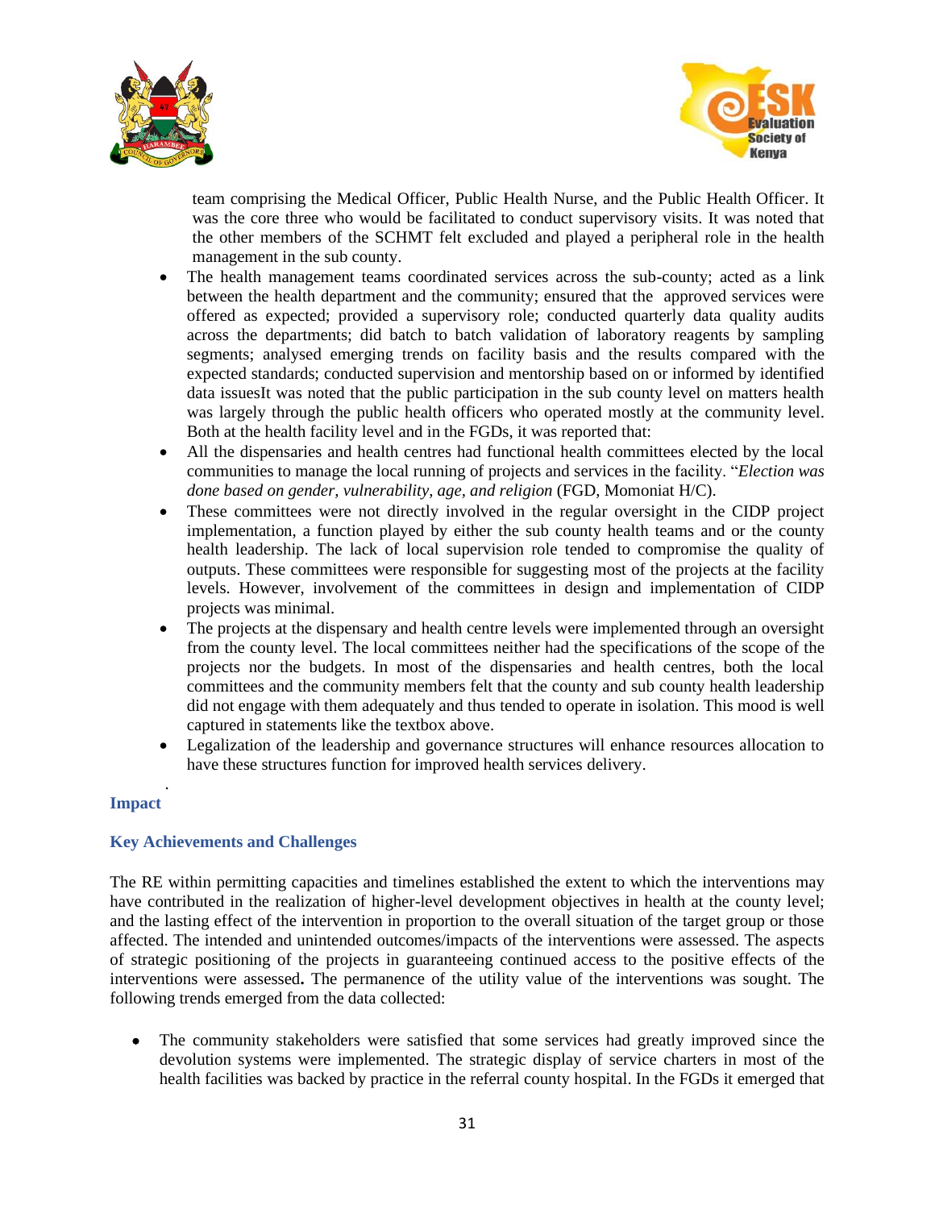team comprising the Medical Officer, Public Health Nurse, and the Public Health Officer. It was the core three who would be facilitated to conduct supervisory visits. It was noted that the other members of the SCHMT felt excluded and played a peripheral role in the health management in the sub county.

- The health management teams coordinated services across the sub-county; acted as a link between the health department and the community; ensured that the approved services were offered as expected; provided a supervisory role; conducted quarterly data quality audits across the departments; did batch to batch validation of laboratory reagents by sampling segments; analysed emerging trends on facility basis and the results compared with the expected standards; conducted supervision and mentorship based on or informed by identified data issuesIt was noted that the public participation in the sub county level on matters health was largely through the public health officers who operated mostly at the community level. Both at the health facility level and in the FGDs, it was reported that:
- All the dispensaries and health centres had functional health committees elected by the local communities to manage the local running of projects and services in the facility. "*Election was done based on gender, vulnerability, age, and religion* (FGD, Momoniat H/C).
- These committees were not directly involved in the regular oversight in the CIDP project implementation, a function played by either the sub county health teams and or the county health leadership. The lack of local supervision role tended to compromise the quality of outputs. These committees were responsible for suggesting most of the projects at the facility levels. However, involvement of the committees in design and implementation of CIDP projects was minimal.
- The projects at the dispensary and health centre levels were implemented through an oversight from the county level. The local committees neither had the specifications of the scope of the projects nor the budgets. In most of the dispensaries and health centres, both the local committees and the community members felt that the county and sub county health leadership did not engage with them adequately and thus tended to operate in isolation. This mood is well captured in statements like the textbox above.
- Legalization of the leadership and governance structures will enhance resources allocation to have these structures function for improved health services delivery.

### Impact

### Key Achievements and Challenges

The RE within permitting capacities and timelines established the extent to which the interventions may have contributed in the realization of higher-level development objectives in health at the county level; and the lasting effect of the intervention in proportion to the overall situation of the target group or those affected. The intended and unintended outcomes/impacts of the interventions were assessed. The aspects of strategic positioning of the projects in guaranteeing continued access to the positive effects of the interventions were assessed**.** The permanence of the utility value of the interventions was sought*.* The following trends emerged from the data collected:

- The community stakeholders were satisfied that some services had greatly improved since the devolution systems were implemented. The strategic display of service charters in most of the health facilities was backed by practice in the referral county hospital. In the FGDs it emerged that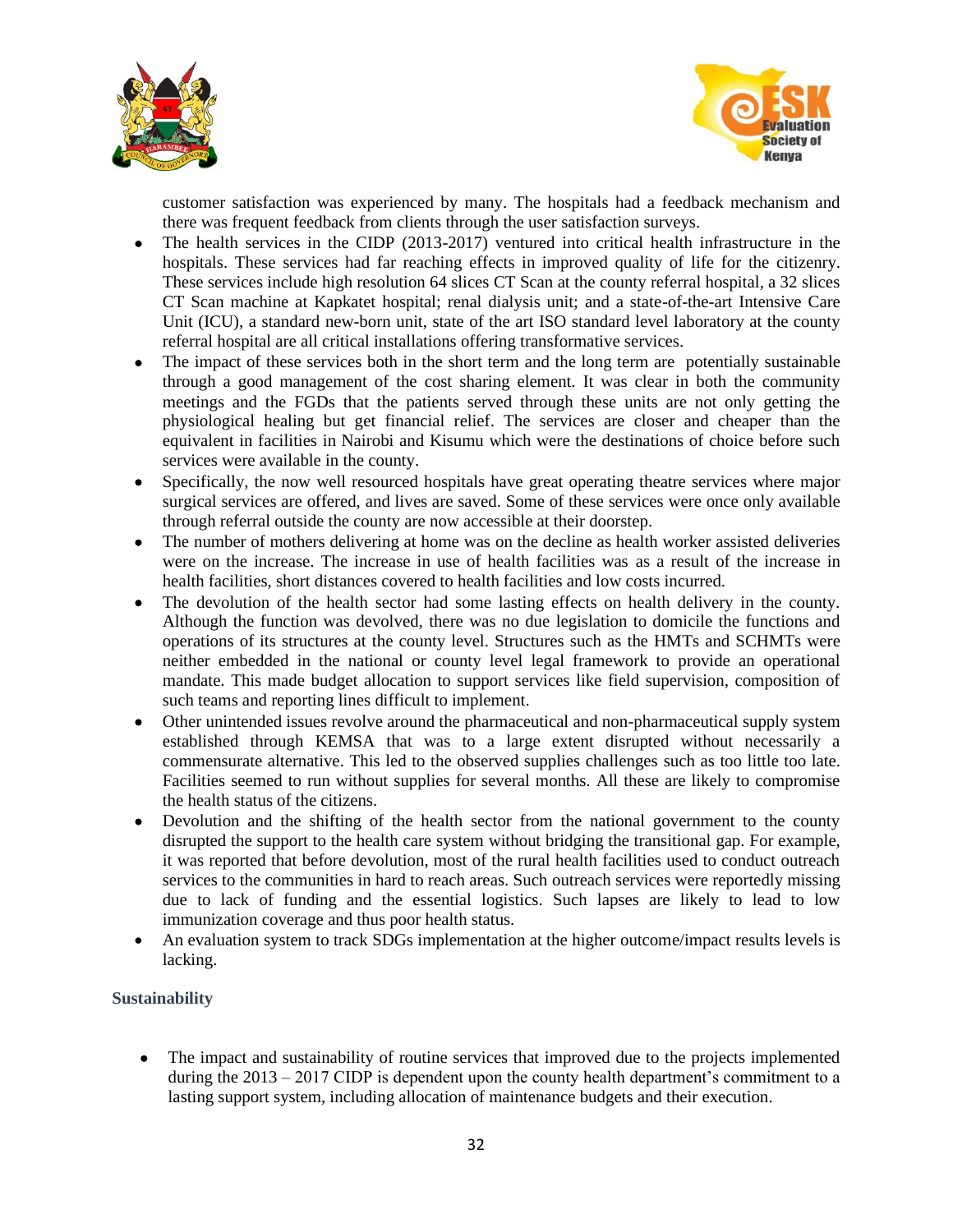customer satisfaction was experienced by many. The hospitals had a feedback mechanism and there was frequent feedback from clients through the user satisfaction surveys.

- The health services in the CIDP (2013-2017) ventured into critical health infrastructure in the hospitals. These services had far reaching effects in improved quality of life for the citizenry. These services include high resolution 64 slices CT Scan at the county referral hospital, a 32 slices CT Scan machine at Kapkatet hospital; renal dialysis unit; and a state-of-the-art Intensive Care Unit (ICU), a standard new-born unit, state of the art ISO standard level laboratory at the county referral hospital are all critical installations offering transformative services.
- The impact of these services both in the short term and the long term are potentially sustainable through a good management of the cost sharing element. It was clear in both the community meetings and the FGDs that the patients served through these units are not only getting the physiological healing but get financial relief. The services are closer and cheaper than the equivalent in facilities in Nairobi and Kisumu which were the destinations of choice before such services were available in the county.
- Specifically, the now well resourced hospitals have great operating theatre services where major surgical services are offered, and lives are saved. Some of these services were once only available through referral outside the county are now accessible at their doorstep.
- The number of mothers delivering at home was on the decline as health worker assisted deliveries were on the increase. The increase in use of health facilities was as a result of the increase in health facilities, short distances covered to health facilities and low costs incurred.
- The devolution of the health sector had some lasting effects on health delivery in the county. Although the function was devolved, there was no due legislation to domicile the functions and operations of its structures at the county level. Structures such as the HMTs and SCHMTs were neither embedded in the national or county level legal framework to provide an operational mandate. This made budget allocation to support services like field supervision, composition of such teams and reporting lines difficult to implement.
- Other unintended issues revolve around the pharmaceutical and non-pharmaceutical supply system established through KEMSA that was to a large extent disrupted without necessarily a commensurate alternative. This led to the observed supplies challenges such as too little too late. Facilities seemed to run without supplies for several months. All these are likely to compromise the health status of the citizens.
- Devolution and the shifting of the health sector from the national government to the county disrupted the support to the health care system without bridging the transitional gap. For example, it was reported that before devolution, most of the rural health facilities used to conduct outreach services to the communities in hard to reach areas. Such outreach services were reportedly missing due to lack of funding and the essential logistics. Such lapses are likely to lead to low immunization coverage and thus poor health status.
- An evaluation system to track SDGs implementation at the higher outcome/impact results levels is lacking.

**Sustainability**

- The impact and sustainability of routine services that improved due to the projects implemented during the 2013 – 2017 CIDP is dependent upon the county health department's commitment to a lasting support system, including allocation of maintenance budgets and their execution.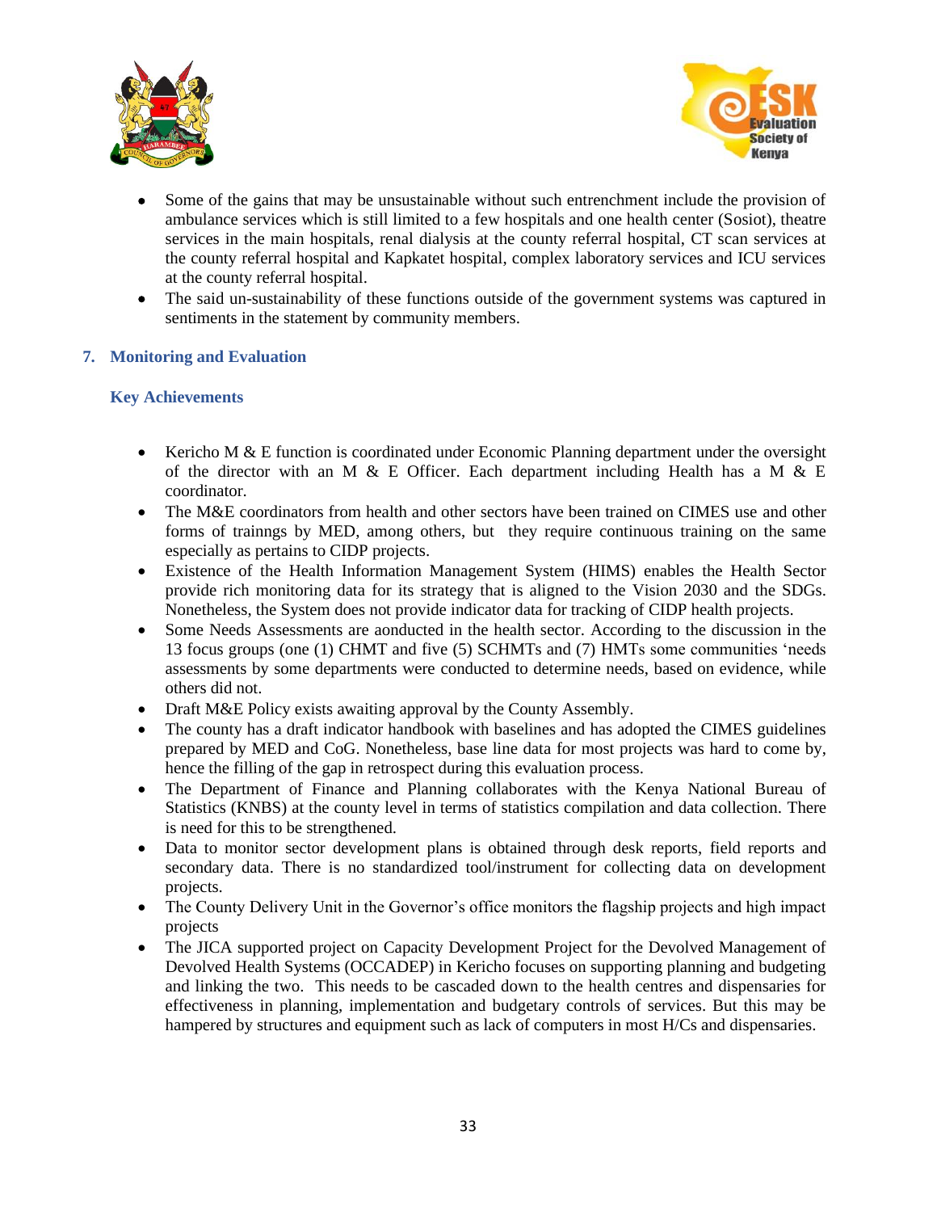- Some of the gains that may be unsustainable without such entrenchment include the provision of ambulance services which is still limited to a few hospitals and one health center (Sosiot), theatre services in the main hospitals, renal dialysis at the county referral hospital, CT scan services at the county referral hospital and Kapkatet hospital, complex laboratory services and ICU services at the county referral hospital.
- The said un-sustainability of these functions outside of the government systems was captured in sentiments in the statement by community members.

## 7. Monitoring and Evaluation

### Key Achievements

- Kericho M & E function is coordinated under Economic Planning department under the oversight of the director with an M & E Officer. Each department including Health has a M & E coordinator.
- The M&E coordinators from health and other sectors have been trained on CIMES use and other forms of trainngs by MED, among others, but they require continuous training on the same especially as pertains to CIDP projects.
- Existence of the Health Information Management System (HIMS) enables the Health Sector provide rich monitoring data for its strategy that is aligned to the Vision 2030 and the SDGs. Nonetheless, the System does not provide indicator data for tracking of CIDP health projects.
- Some Needs Assessments are aonducted in the health sector. According to the discussion in the 13 focus groups (one (1) CHMT and five (5) SCHMTs and (7) HMTs some communities 'needs assessments by some departments were conducted to determine needs, based on evidence, while others did not.
- Draft M&E Policy exists awaiting approval by the County Assembly.
- The county has a draft indicator handbook with baselines and has adopted the CIMES guidelines prepared by MED and CoG. Nonetheless, base line data for most projects was hard to come by, hence the filling of the gap in retrospect during this evaluation process.
- The Department of Finance and Planning collaborates with the Kenya National Bureau of Statistics (KNBS) at the county level in terms of statistics compilation and data collection. There is need for this to be strengthened.
- Data to monitor sector development plans is obtained through desk reports, field reports and secondary data. There is no standardized tool/instrument for collecting data on development projects.
- The County Delivery Unit in the Governor's office monitors the flagship projects and high impact projects
- The JICA supported project on Capacity Development Project for the Devolved Management of Devolved Health Systems (OCCADEP) in Kericho focuses on supporting planning and budgeting and linking the two. This needs to be cascaded down to the health centres and dispensaries for effectiveness in planning, implementation and budgetary controls of services. But this may be hampered by structures and equipment such as lack of computers in most H/Cs and dispensaries.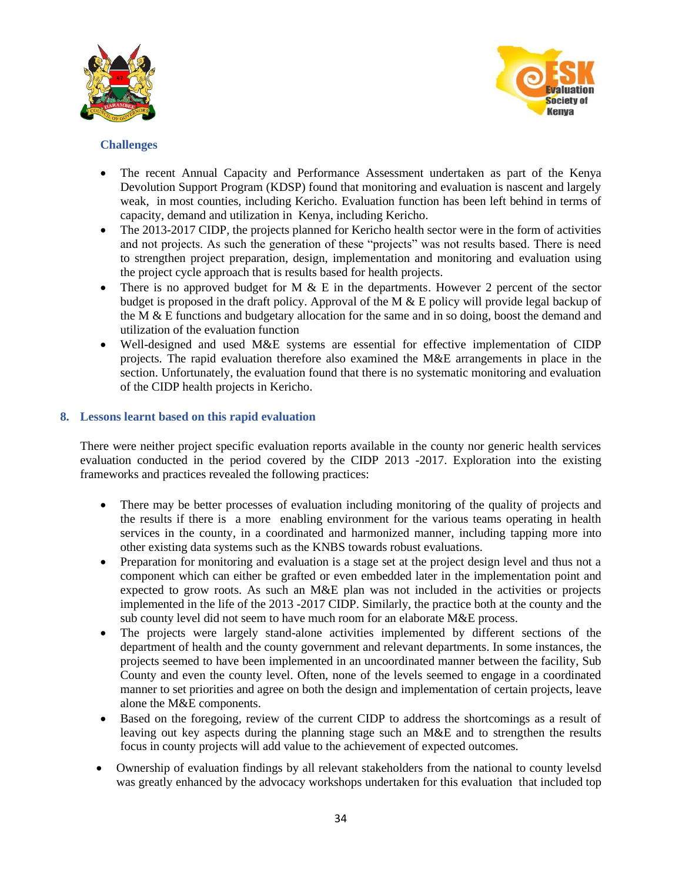### Challenges

- The recent Annual Capacity and Performance Assessment undertaken as part of the Kenya Devolution Support Program (KDSP) found that monitoring and evaluation is nascent and largely weak, in most counties, including Kericho. Evaluation function has been left behind in terms of capacity, demand and utilization in Kenya, including Kericho.
- The 2013-2017 CIDP, the projects planned for Kericho health sector were in the form of activities and not projects. As such the generation of these "projects" was not results based. There is need to strengthen project preparation, design, implementation and monitoring and evaluation using the project cycle approach that is results based for health projects.
- There is no approved budget for M & E in the departments. However 2 percent of the sector budget is proposed in the draft policy. Approval of the M & E policy will provide legal backup of the M & E functions and budgetary allocation for the same and in so doing, boost the demand and utilization of the evaluation function
- Well-designed and used M&E systems are essential for effective implementation of CIDP projects. The rapid evaluation therefore also examined the M&E arrangements in place in the section. Unfortunately, the evaluation found that there is no systematic monitoring and evaluation of the CIDP health projects in Kericho.

## 8. Lessons learnt based on this rapid evaluation

There were neither project specific evaluation reports available in the county nor generic health services evaluation conducted in the period covered by the CIDP 2013 -2017. Exploration into the existing frameworks and practices revealed the following practices:

- There may be better processes of evaluation including monitoring of the quality of projects and the results if there is a more enabling environment for the various teams operating in health services in the county, in a coordinated and harmonized manner, including tapping more into other existing data systems such as the KNBS towards robust evaluations.
- Preparation for monitoring and evaluation is a stage set at the project design level and thus not a component which can either be grafted or even embedded later in the implementation point and expected to grow roots. As such an M&E plan was not included in the activities or projects implemented in the life of the 2013 -2017 CIDP. Similarly, the practice both at the county and the sub county level did not seem to have much room for an elaborate M&E process.
- The projects were largely stand-alone activities implemented by different sections of the department of health and the county government and relevant departments. In some instances, the projects seemed to have been implemented in an uncoordinated manner between the facility, Sub County and even the county level. Often, none of the levels seemed to engage in a coordinated manner to set priorities and agree on both the design and implementation of certain projects, leave alone the M&E components.
- Based on the foregoing, review of the current CIDP to address the shortcomings as a result of leaving out key aspects during the planning stage such an M&E and to strengthen the results focus in county projects will add value to the achievement of expected outcomes.
- Ownership of evaluation findings by all relevant stakeholders from the national to county levelsd was greatly enhanced by the advocacy workshops undertaken for this evaluation that included top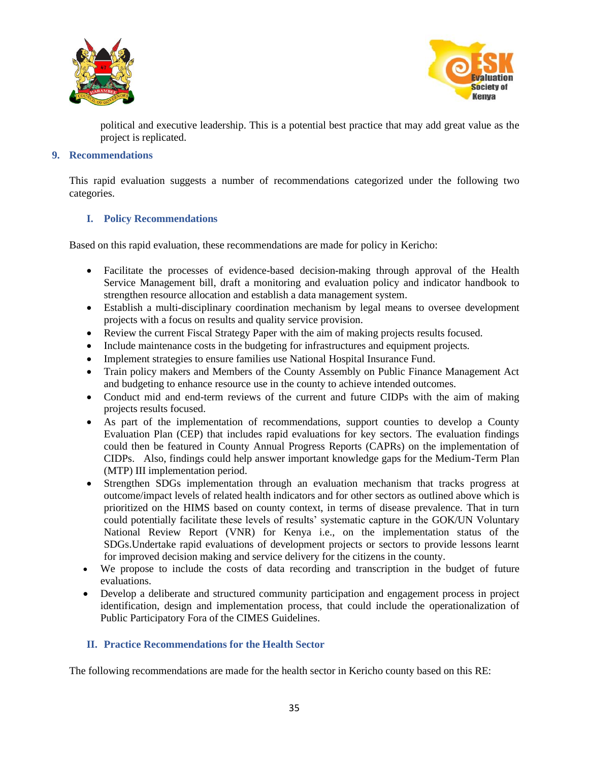political and executive leadership. This is a potential best practice that may add great value as the project is replicated.

## 9. Recommendations

This rapid evaluation suggests a number of recommendations categorized under the following two categories.

### I. Policy Recommendations

Based on this rapid evaluation, these recommendations are made for policy in Kericho:

- Facilitate the processes of evidence-based decision-making through approval of the Health Service Management bill, draft a monitoring and evaluation policy and indicator handbook to strengthen resource allocation and establish a data management system.
- Establish a multi-disciplinary coordination mechanism by legal means to oversee development projects with a focus on results and quality service provision.
- Review the current Fiscal Strategy Paper with the aim of making projects results focused.
- Include maintenance costs in the budgeting for infrastructures and equipment projects.
- Implement strategies to ensure families use National Hospital Insurance Fund.
- Train policy makers and Members of the County Assembly on Public Finance Management Act and budgeting to enhance resource use in the county to achieve intended outcomes.
- Conduct mid and end-term reviews of the current and future CIDPs with the aim of making projects results focused.
- As part of the implementation of recommendations, support counties to develop a County Evaluation Plan (CEP) that includes rapid evaluations for key sectors. The evaluation findings could then be featured in County Annual Progress Reports (CAPRs) on the implementation of CIDPs. Also, findings could help answer important knowledge gaps for the Medium-Term Plan (MTP) III implementation period.
- Strengthen SDGs implementation through an evaluation mechanism that tracks progress at outcome/impact levels of related health indicators and for other sectors as outlined above which is prioritized on the HIMS based on county context, in terms of disease prevalence. That in turn could potentially facilitate these levels of results' systematic capture in the GOK/UN Voluntary National Review Report (VNR) for Kenya i.e., on the implementation status of the SDGs.Undertake rapid evaluations of development projects or sectors to provide lessons learnt for improved decision making and service delivery for the citizens in the county.
- We propose to include the costs of data recording and transcription in the budget of future evaluations.
- Develop a deliberate and structured community participation and engagement process in project identification, design and implementation process, that could include the operationalization of Public Participatory Fora of the CIMES Guidelines.

### II. Practice Recommendations for the Health Sector

The following recommendations are made for the health sector in Kericho county based on this RE: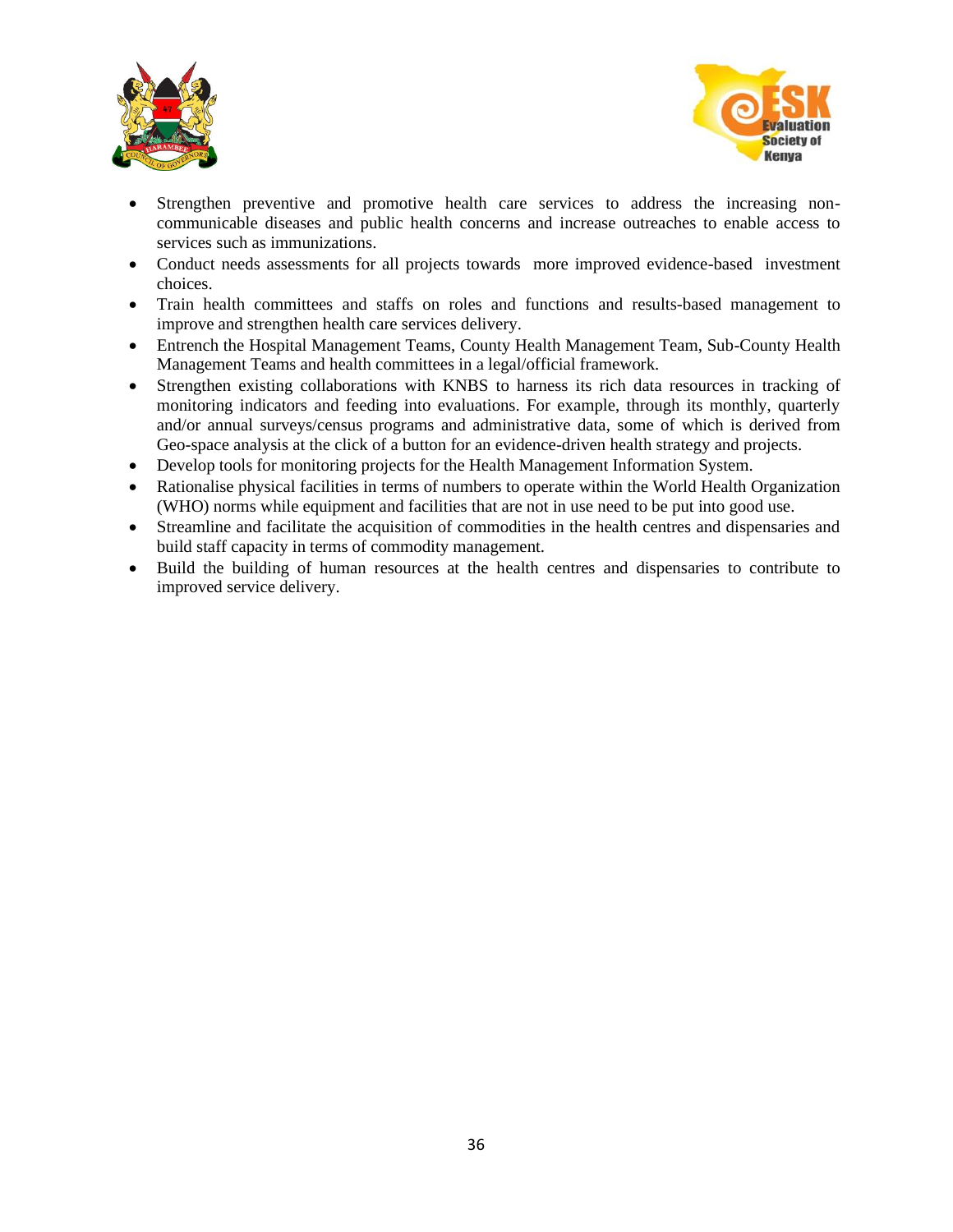- Strengthen preventive and promotive health care services to address the increasing non-communicable diseases and public health concerns and increase outreaches to enable access to services such as immunizations.
- Conduct needs assessments for all projects towards more improved evidence-based investment choices.
- Train health committees and staffs on roles and functions and results-based management to improve and strengthen health care services delivery.
- Entrench the Hospital Management Teams, County Health Management Team, Sub-County Health Management Teams and health committees in a legal/official framework.
- Strengthen existing collaborations with KNBS to harness its rich data resources in tracking of monitoring indicators and feeding into evaluations. For example, through its monthly, quarterly and/or annual surveys/census programs and administrative data, some of which is derived from Geo-space analysis at the click of a button for an evidence-driven health strategy and projects.
- Develop tools for monitoring projects for the Health Management Information System.
- Rationalise physical facilities in terms of numbers to operate within the World Health Organization (WHO) norms while equipment and facilities that are not in use need to be put into good use.
- Streamline and facilitate the acquisition of commodities in the health centres and dispensaries and build staff capacity in terms of commodity management.
- Build the building of human resources at the health centres and dispensaries to contribute to improved service delivery.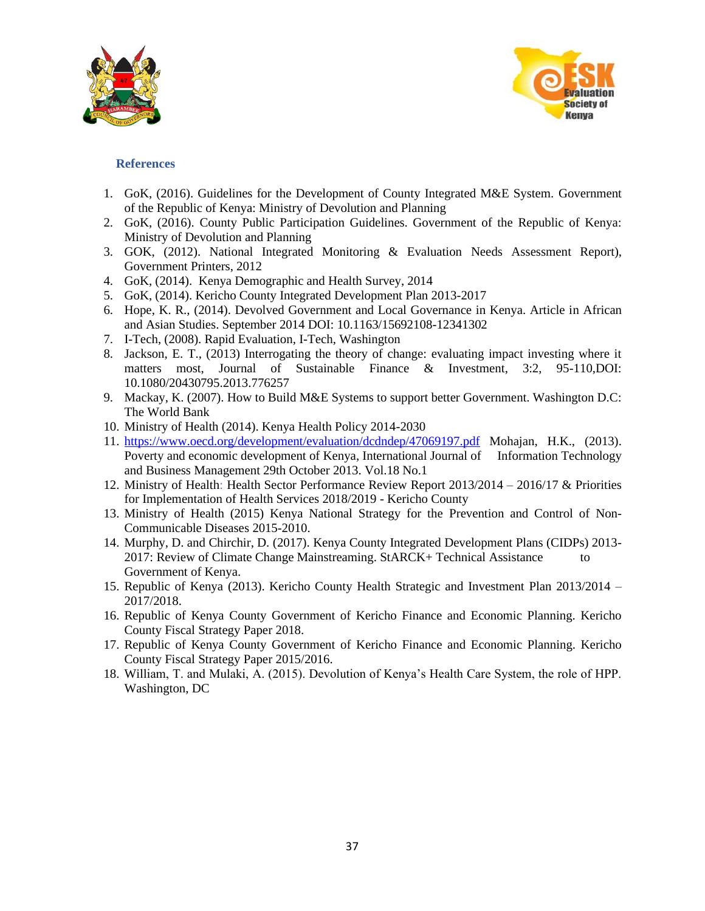## References

1. GoK, (2016). Guidelines for the Development of County Integrated M&E System. Government of the Republic of Kenya: Ministry of Devolution and Planning
2. GoK, (2016). County Public Participation Guidelines. Government of the Republic of Kenya: Ministry of Devolution and Planning
3. GOK, (2012). National Integrated Monitoring & Evaluation Needs Assessment Report), Government Printers, 2012
4. GoK, (2014). Kenya Demographic and Health Survey, 2014
5. GoK, (2014). Kericho County Integrated Development Plan 2013-2017
6. Hope, K. R., (2014). Devolved Government and Local Governance in Kenya. Article in African and Asian Studies. September 2014 DOI: 10.1163/15692108-12341302
7. I-Tech, (2008). Rapid Evaluation, I-Tech, Washington
8. Jackson, E. T., (2013) Interrogating the theory of change: evaluating impact investing where it matters most, Journal of Sustainable Finance & Investment, 3:2, 95-110,DOI: 10.1080/20430795.2013.776257
9. Mackay, K. (2007). How to Build M&E Systems to support better Government. Washington D.C: The World Bank
10. Ministry of Health (2014). Kenya Health Policy 2014-2030
11. https://www.oecd.org/development/evaluation/dcdndep/47069197.pdf Mohajan, H.K., (2013). Poverty and economic development of Kenya, International Journal of Information Technology and Business Management 29th October 2013. Vol.18 No.1
12. Ministry of Health: Health Sector Performance Review Report 2013/2014 – 2016/17 & Priorities for Implementation of Health Services 2018/2019 - Kericho County
13. Ministry of Health (2015) Kenya National Strategy for the Prevention and Control of Non-Communicable Diseases 2015-2010.
14. Murphy, D. and Chirchir, D. (2017). Kenya County Integrated Development Plans (CIDPs) 2013-2017: Review of Climate Change Mainstreaming. StARCK+ Technical Assistance to Government of Kenya.
15. Republic of Kenya (2013). Kericho County Health Strategic and Investment Plan 2013/2014 – 2017/2018.
16. Republic of Kenya County Government of Kericho Finance and Economic Planning. Kericho County Fiscal Strategy Paper 2018.
17. Republic of Kenya County Government of Kericho Finance and Economic Planning. Kericho County Fiscal Strategy Paper 2015/2016.
18. William, T. and Mulaki, A. (2015). Devolution of Kenya's Health Care System, the role of HPP. Washington, DC